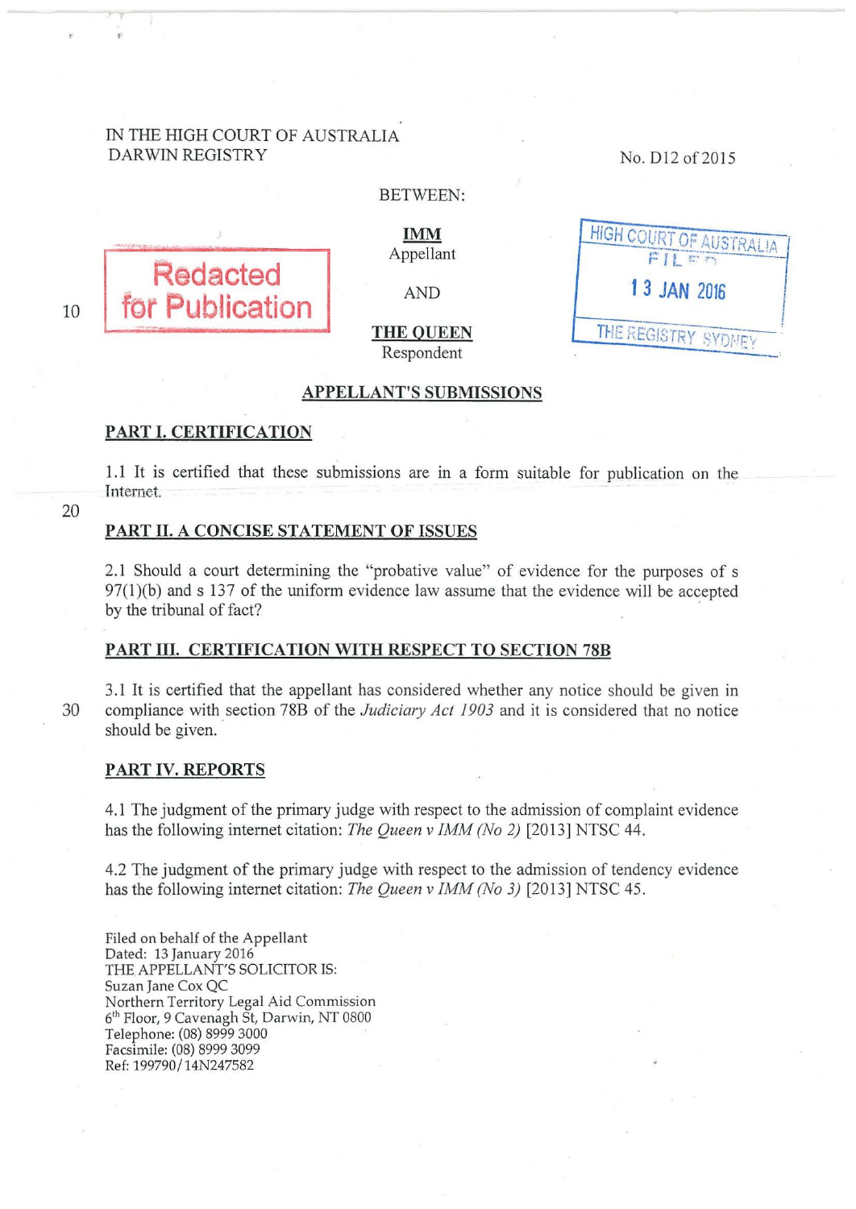IN THE HIGH COURT OF AUSTRALIA
DARWIN REGISTRY

No. D12 of 2015

BETWEEN:

**IMM**
Appellant

AND

**THE QUEEN**
Respondent

Redacted for Publication

HIGH COURT OF AUSTRALIA
FILED
13 JAN 2016
THE REGISTRY SYDNEY

## APPELLANT'S SUBMISSIONS

### PART I. CERTIFICATION

1.1 It is certified that these submissions are in a form suitable for publication on the Internet.

### PART II. A CONCISE STATEMENT OF ISSUES

2.1 Should a court determining the "probative value" of evidence for the purposes of s 97(1)(b) and s 137 of the uniform evidence law assume that the evidence will be accepted by the tribunal of fact?

### PART III. CERTIFICATION WITH RESPECT TO SECTION 78B

3.1 It is certified that the appellant has considered whether any notice should be given in compliance with section 78B of the *Judiciary Act 1903* and it is considered that no notice should be given.

### PART IV. REPORTS

4.1 The judgment of the primary judge with respect to the admission of complaint evidence has the following internet citation: *The Queen v IMM (No 2)* [2013] NTSC 44.

4.2 The judgment of the primary judge with respect to the admission of tendency evidence has the following internet citation: *The Queen v IMM (No 3)* [2013] NTSC 45.

Filed on behalf of the Appellant
Dated: 13 January 2016
THE APPELLANT'S SOLICITOR IS:
Suzan Jane Cox QC
Northern Territory Legal Aid Commission
6th Floor, 9 Cavenagh St, Darwin, NT 0800
Telephone: (08) 8999 3000
Facsimile: (08) 8999 3099
Ref: 199790/14N247582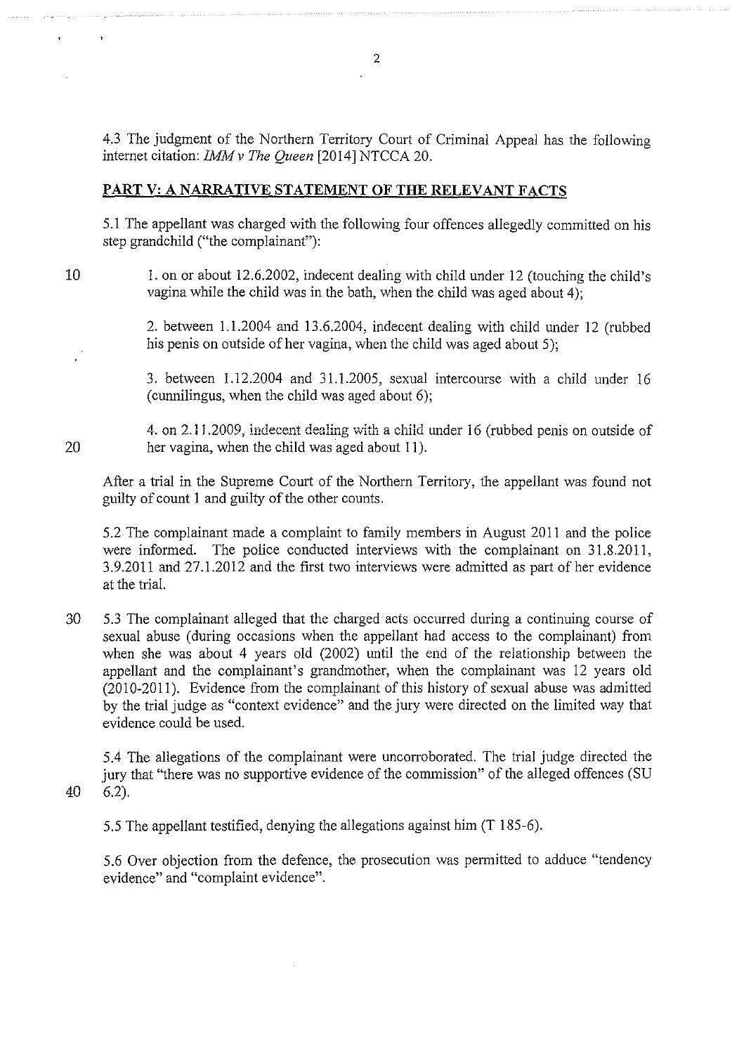4.3 The judgment of the Northern Territory Court of Criminal Appeal has the following internet citation: *IMM v The Queen* [2014] NTCCA 20.

## PART V: A NARRATIVE STATEMENT OF THE RELEVANT FACTS

5.1 The appellant was charged with the following four offences allegedly committed on his step grandchild ("the complainant"):

> 1. on or about 12.6.2002, indecent dealing with child under 12 (touching the child's vagina while the child was in the bath, when the child was aged about 4);
>
> 2. between 1.1.2004 and 13.6.2004, indecent dealing with child under 12 (rubbed his penis on outside of her vagina, when the child was aged about 5);
>
> 3. between 1.12.2004 and 31.1.2005, sexual intercourse with a child under 16 (cunnilingus, when the child was aged about 6);
>
> 4. on 2.11.2009, indecent dealing with a child under 16 (rubbed penis on outside of her vagina, when the child was aged about 11).

After a trial in the Supreme Court of the Northern Territory, the appellant was found not guilty of count 1 and guilty of the other counts.

5.2 The complainant made a complaint to family members in August 2011 and the police were informed. The police conducted interviews with the complainant on 31.8.2011, 3.9.2011 and 27.1.2012 and the first two interviews were admitted as part of her evidence at the trial.

5.3 The complainant alleged that the charged acts occurred during a continuing course of sexual abuse (during occasions when the appellant had access to the complainant) from when she was about 4 years old (2002) until the end of the relationship between the appellant and the complainant's grandmother, when the complainant was 12 years old (2010-2011). Evidence from the complainant of this history of sexual abuse was admitted by the trial judge as "context evidence" and the jury were directed on the limited way that evidence could be used.

5.4 The allegations of the complainant were uncorroborated. The trial judge directed the jury that "there was no supportive evidence of the commission" of the alleged offences (SU 6.2).

5.5 The appellant testified, denying the allegations against him (T 185-6).

5.6 Over objection from the defence, the prosecution was permitted to adduce "tendency evidence" and "complaint evidence".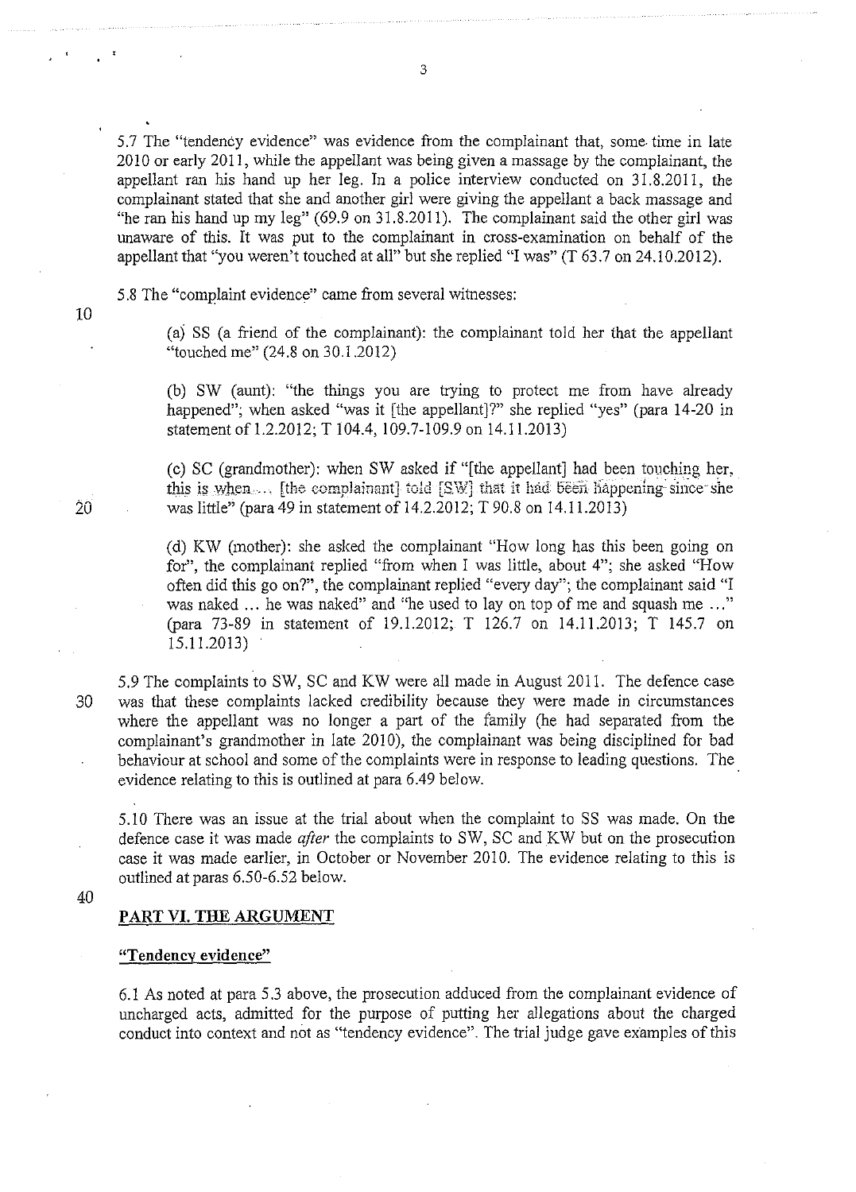5.7 The "tendency evidence" was evidence from the complainant that, some time in late 2010 or early 2011, while the appellant was being given a massage by the complainant, the appellant ran his hand up her leg. In a police interview conducted on 31.8.2011, the complainant stated that she and another girl were giving the appellant a back massage and "he ran his hand up my leg" (69.9 on 31.8.2011). The complainant said the other girl was unaware of this. It was put to the complainant in cross-examination on behalf of the appellant that "you weren't touched at all" but she replied "I was" (T 63.7 on 24.10.2012).

5.8 The "complaint evidence" came from several witnesses:

> (a) SS (a friend of the complainant): the complainant told her that the appellant "touched me" (24.8 on 30.1.2012)
>
> (b) SW (aunt): "the things you are trying to protect me from have already happened"; when asked "was it [the appellant]?" she replied "yes" (para 14-20 in statement of 1.2.2012; T 104.4, 109.7-109.9 on 14.11.2013)
>
> (c) SC (grandmother): when SW asked if "[the appellant] had been touching her, this is when ... [the complainant] told [SW] that it had been happening since she was little" (para 49 in statement of 14.2.2012; T 90.8 on 14.11.2013)
>
> (d) KW (mother): she asked the complainant "How long has this been going on for", the complainant replied "from when I was little, about 4"; she asked "How often did this go on?", the complainant replied "every day"; the complainant said "I was naked ... he was naked" and "he used to lay on top of me and squash me ..." (para 73-89 in statement of 19.1.2012; T 126.7 on 14.11.2013; T 145.7 on 15.11.2013)

5.9 The complaints to SW, SC and KW were all made in August 2011. The defence case was that these complaints lacked credibility because they were made in circumstances where the appellant was no longer a part of the family (he had separated from the complainant's grandmother in late 2010), the complainant was being disciplined for bad behaviour at school and some of the complaints were in response to leading questions. The evidence relating to this is outlined at para 6.49 below.

5.10 There was an issue at the trial about when the complaint to SS was made. On the defence case it was made *after* the complaints to SW, SC and KW but on the prosecution case it was made earlier, in October or November 2010. The evidence relating to this is outlined at paras 6.50-6.52 below.

## PART VI. THE ARGUMENT

### "Tendency evidence"

6.1 As noted at para 5.3 above, the prosecution adduced from the complainant evidence of uncharged acts, admitted for the purpose of putting her allegations about the charged conduct into context and not as "tendency evidence". The trial judge gave examples of this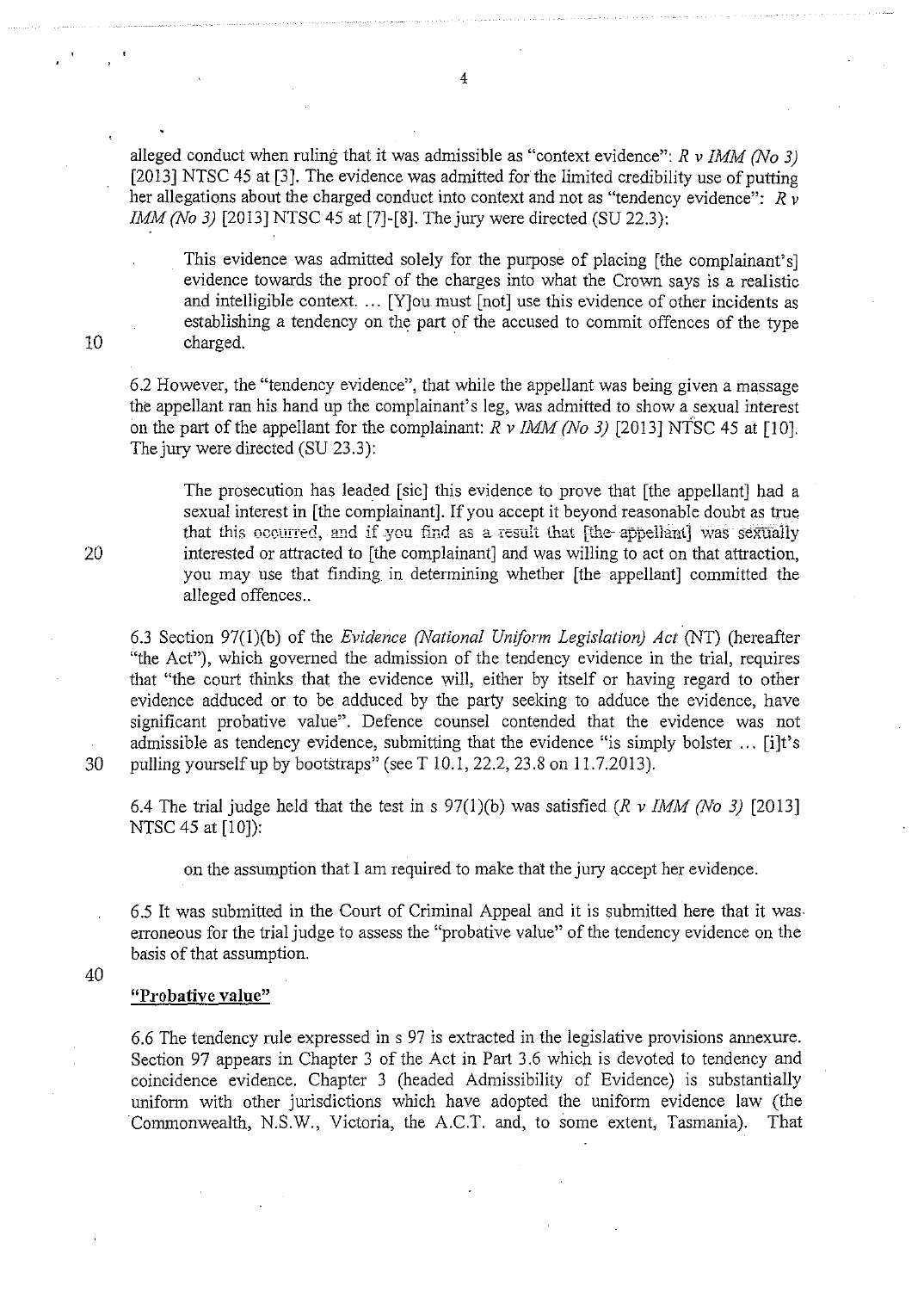alleged conduct when ruling that it was admissible as "context evidence": *R v IMM (No 3)* [2013] NTSC 45 at [3]. The evidence was admitted for the limited credibility use of putting her allegations about the charged conduct into context and not as "tendency evidence": *R v IMM (No 3)* [2013] NTSC 45 at [7]-[8]. The jury were directed (SU 22.3):

> This evidence was admitted solely for the purpose of placing [the complainant's] evidence towards the proof of the charges into what the Crown says is a realistic and intelligible context. ... [Y]ou must [not] use this evidence of other incidents as establishing a tendency on the part of the accused to commit offences of the type charged.

6.2 However, the "tendency evidence", that while the appellant was being given a massage the appellant ran his hand up the complainant's leg, was admitted to show a sexual interest on the part of the appellant for the complainant: *R v IMM (No 3)* [2013] NTSC 45 at [10]. The jury were directed (SU 23.3):

> The prosecution has leaded [sic] this evidence to prove that [the appellant] had a sexual interest in [the complainant]. If you accept it beyond reasonable doubt as true that this occurred, and if you find as a result that [the appellant] was sexually interested or attracted to [the complainant] and was willing to act on that attraction, you may use that finding in determining whether [the appellant] committed the alleged offences..

6.3 Section 97(1)(b) of the *Evidence (National Uniform Legislation) Act* (NT) (hereafter "the Act"), which governed the admission of the tendency evidence in the trial, requires that "the court thinks that the evidence will, either by itself or having regard to other evidence adduced or to be adduced by the party seeking to adduce the evidence, have significant probative value". Defence counsel contended that the evidence was not admissible as tendency evidence, submitting that the evidence "is simply bolster ... [i]t's pulling yourself up by bootstraps" (see T 10.1, 22.2, 23.8 on 11.7.2013).

6.4 The trial judge held that the test in s 97(1)(b) was satisfied (*R v IMM (No 3)* [2013] NTSC 45 at [10]):

> on the assumption that I am required to make that the jury accept her evidence.

6.5 It was submitted in the Court of Criminal Appeal and it is submitted here that it was erroneous for the trial judge to assess the "probative value" of the tendency evidence on the basis of that assumption.

## "Probative value"

6.6 The tendency rule expressed in s 97 is extracted in the legislative provisions annexure. Section 97 appears in Chapter 3 of the Act in Part 3.6 which is devoted to tendency and coincidence evidence. Chapter 3 (headed Admissibility of Evidence) is substantially uniform with other jurisdictions which have adopted the uniform evidence law (the Commonwealth, N.S.W., Victoria, the A.C.T. and, to some extent, Tasmania). That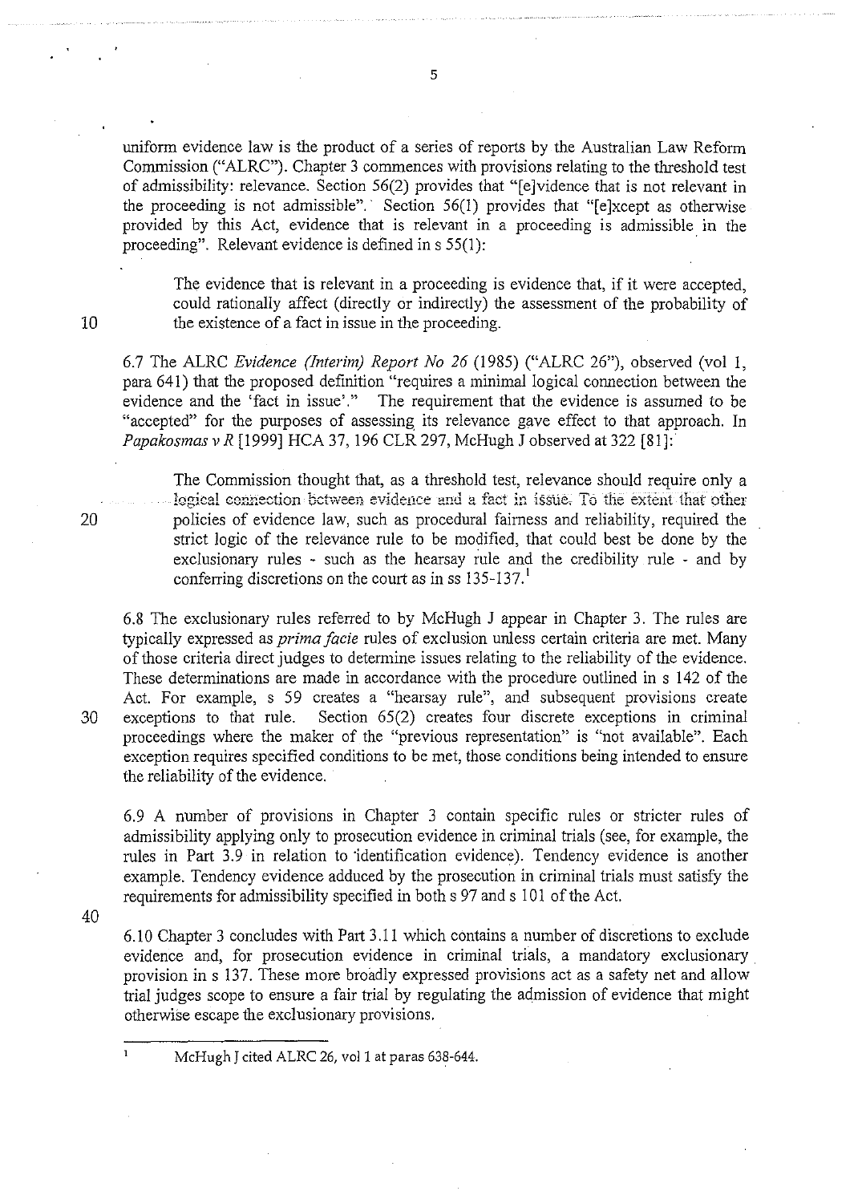uniform evidence law is the product of a series of reports by the Australian Law Reform Commission ("ALRC"). Chapter 3 commences with provisions relating to the threshold test of admissibility: relevance. Section 56(2) provides that "[e]vidence that is not relevant in the proceeding is not admissible". Section 56(1) provides that "[e]xcept as otherwise provided by this Act, evidence that is relevant in a proceeding is admissible in the proceeding". Relevant evidence is defined in s 55(1):

> The evidence that is relevant in a proceeding is evidence that, if it were accepted, could rationally affect (directly or indirectly) the assessment of the probability of the existence of a fact in issue in the proceeding.

6.7 The ALRC *Evidence (Interim) Report No 26* (1985) ("ALRC 26"), observed (vol 1, para 641) that the proposed definition "requires a minimal logical connection between the evidence and the 'fact in issue'." The requirement that the evidence is assumed to be "accepted" for the purposes of assessing its relevance gave effect to that approach. In *Papakosmas v R* [1999] HCA 37, 196 CLR 297, McHugh J observed at 322 [81]:

> The Commission thought that, as a threshold test, relevance should require only a logical connection between evidence and a fact in issue. To the extent that other policies of evidence law, such as procedural fairness and reliability, required the strict logic of the relevance rule to be modified, that could best be done by the exclusionary rules - such as the hearsay rule and the credibility rule - and by conferring discretions on the court as in ss 135-137.[1]

6.8 The exclusionary rules referred to by McHugh J appear in Chapter 3. The rules are typically expressed as *prima facie* rules of exclusion unless certain criteria are met. Many of those criteria direct judges to determine issues relating to the reliability of the evidence. These determinations are made in accordance with the procedure outlined in s 142 of the Act. For example, s 59 creates a "hearsay rule", and subsequent provisions create exceptions to that rule. Section 65(2) creates four discrete exceptions in criminal proceedings where the maker of the "previous representation" is "not available". Each exception requires specified conditions to be met, those conditions being intended to ensure the reliability of the evidence.

6.9 A number of provisions in Chapter 3 contain specific rules or stricter rules of admissibility applying only to prosecution evidence in criminal trials (see, for example, the rules in Part 3.9 in relation to identification evidence). Tendency evidence is another example. Tendency evidence adduced by the prosecution in criminal trials must satisfy the requirements for admissibility specified in both s 97 and s 101 of the Act.

6.10 Chapter 3 concludes with Part 3.11 which contains a number of discretions to exclude evidence and, for prosecution evidence in criminal trials, a mandatory exclusionary provision in s 137. These more broadly expressed provisions act as a safety net and allow trial judges scope to ensure a fair trial by regulating the admission of evidence that might otherwise escape the exclusionary provisions.

---

[1] McHugh J cited ALRC 26, vol 1 at paras 638-644.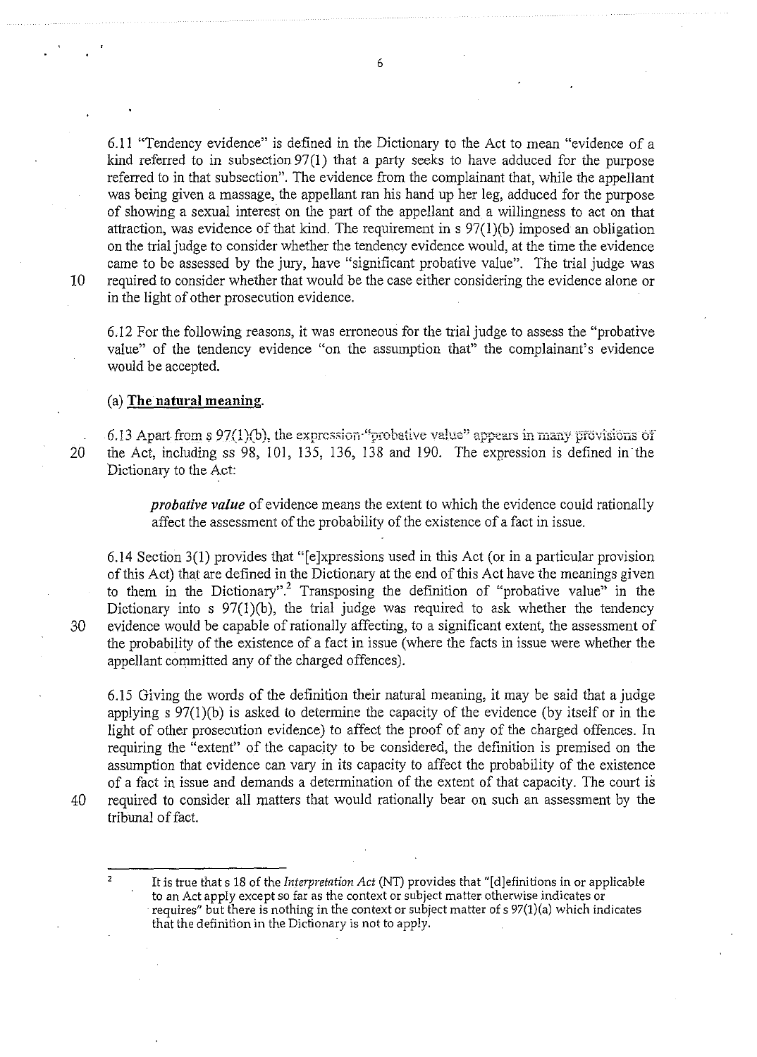6.11 "Tendency evidence" is defined in the Dictionary to the Act to mean "evidence of a kind referred to in subsection 97(1) that a party seeks to have adduced for the purpose referred to in that subsection". The evidence from the complainant that, while the appellant was being given a massage, the appellant ran his hand up her leg, adduced for the purpose of showing a sexual interest on the part of the appellant and a willingness to act on that attraction, was evidence of that kind. The requirement in s 97(1)(b) imposed an obligation on the trial judge to consider whether the tendency evidence would, at the time the evidence came to be assessed by the jury, have "significant probative value". The trial judge was required to consider whether that would be the case either considering the evidence alone or in the light of other prosecution evidence.

6.12 For the following reasons, it was erroneous for the trial judge to assess the "probative value" of the tendency evidence "on the assumption that" the complainant's evidence would be accepted.

## (a) **The natural meaning.**

6.13 Apart from s 97(1)(b), the expression "probative value" appears in many provisions of the Act, including ss 98, 101, 135, 136, 138 and 190. The expression is defined in the Dictionary to the Act:

> ***probative value*** of evidence means the extent to which the evidence could rationally affect the assessment of the probability of the existence of a fact in issue.

6.14 Section 3(1) provides that "[e]xpressions used in this Act (or in a particular provision of this Act) that are defined in the Dictionary at the end of this Act have the meanings given to them in the Dictionary".[2] Transposing the definition of "probative value" in the Dictionary into s 97(1)(b), the trial judge was required to ask whether the tendency evidence would be capable of rationally affecting, to a significant extent, the assessment of the probability of the existence of a fact in issue (where the facts in issue were whether the appellant committed any of the charged offences).

6.15 Giving the words of the definition their natural meaning, it may be said that a judge applying s 97(1)(b) is asked to determine the capacity of the evidence (by itself or in the light of other prosecution evidence) to affect the proof of any of the charged offences. In requiring the "extent" of the capacity to be considered, the definition is premised on the assumption that evidence can vary in its capacity to affect the probability of the existence of a fact in issue and demands a determination of the extent of that capacity. The court is required to consider all matters that would rationally bear on such an assessment by the tribunal of fact.

---

[2] It is true that s 18 of the *Interpretation Act* (NT) provides that "[d]efinitions in or applicable to an Act apply except so far as the context or subject matter otherwise indicates or requires" but there is nothing in the context or subject matter of s 97(1)(a) which indicates that the definition in the Dictionary is not to apply.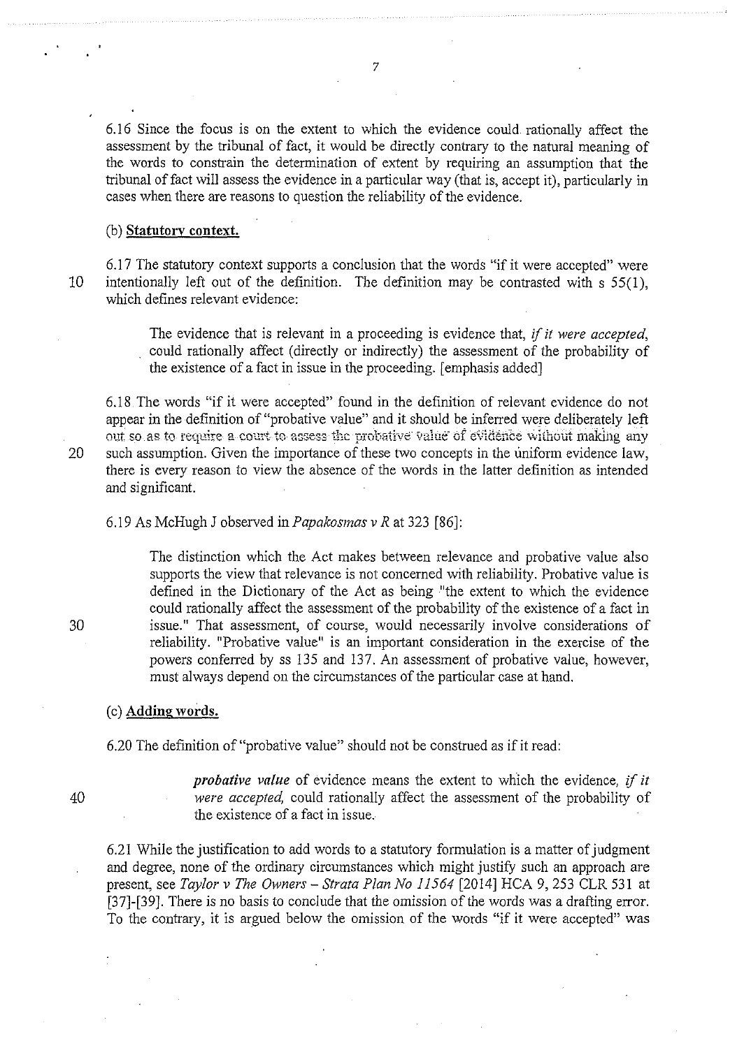6.16 Since the focus is on the extent to which the evidence could rationally affect the assessment by the tribunal of fact, it would be directly contrary to the natural meaning of the words to constrain the determination of extent by requiring an assumption that the tribunal of fact will assess the evidence in a particular way (that is, accept it), particularly in cases when there are reasons to question the reliability of the evidence.

(b) **Statutory context.**

6.17 The statutory context supports a conclusion that the words "if it were accepted" were intentionally left out of the definition. The definition may be contrasted with s 55(1), which defines relevant evidence:

> The evidence that is relevant in a proceeding is evidence that, *if it were accepted*, could rationally affect (directly or indirectly) the assessment of the probability of the existence of a fact in issue in the proceeding. [emphasis added]

6.18 The words "if it were accepted" found in the definition of relevant evidence do not appear in the definition of "probative value" and it should be inferred were deliberately left out so as to require a court to assess the probative value of evidence without making any such assumption. Given the importance of these two concepts in the uniform evidence law, there is every reason to view the absence of the words in the latter definition as intended and significant.

6.19 As McHugh J observed in *Papakosmas v R* at 323 [86]:

> The distinction which the Act makes between relevance and probative value also supports the view that relevance is not concerned with reliability. Probative value is defined in the Dictionary of the Act as being "the extent to which the evidence could rationally affect the assessment of the probability of the existence of a fact in issue." That assessment, of course, would necessarily involve considerations of reliability. "Probative value" is an important consideration in the exercise of the powers conferred by ss 135 and 137. An assessment of probative value, however, must always depend on the circumstances of the particular case at hand.

(c) **Adding words.**

6.20 The definition of "probative value" should not be construed as if it read:

> ***probative value*** of evidence means the extent to which the evidence, *if it were accepted,* could rationally affect the assessment of the probability of the existence of a fact in issue.

6.21 While the justification to add words to a statutory formulation is a matter of judgment and degree, none of the ordinary circumstances which might justify such an approach are present, see *Taylor v The Owners – Strata Plan No 11564* [2014] HCA 9, 253 CLR 531 at [37]-[39]. There is no basis to conclude that the omission of the words was a drafting error. To the contrary, it is argued below the omission of the words "if it were accepted" was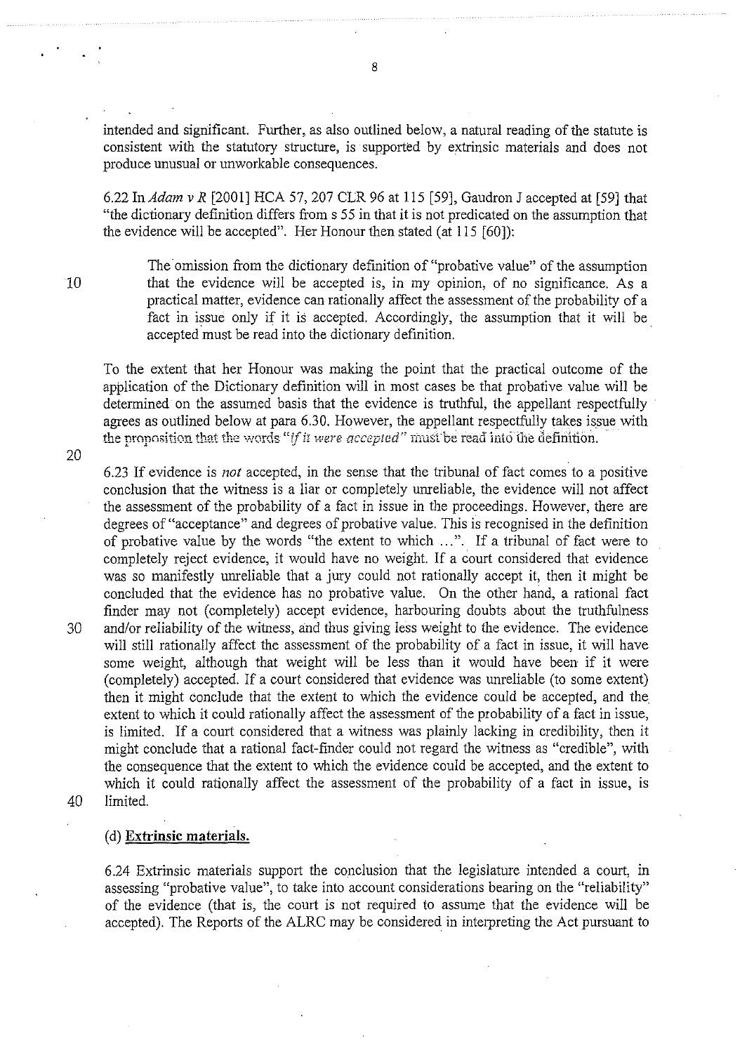intended and significant. Further, as also outlined below, a natural reading of the statute is consistent with the statutory structure, is supported by extrinsic materials and does not produce unusual or unworkable consequences.

6.22 In *Adam v R* [2001] HCA 57, 207 CLR 96 at 115 [59], Gaudron J accepted at [59] that "the dictionary definition differs from s 55 in that it is not predicated on the assumption that the evidence will be accepted". Her Honour then stated (at 115 [60]):

> The omission from the dictionary definition of "probative value" of the assumption that the evidence will be accepted is, in my opinion, of no significance. As a practical matter, evidence can rationally affect the assessment of the probability of a fact in issue only if it is accepted. Accordingly, the assumption that it will be accepted must be read into the dictionary definition.

To the extent that her Honour was making the point that the practical outcome of the application of the Dictionary definition will in most cases be that probative value will be determined on the assumed basis that the evidence is truthful, the appellant respectfully agrees as outlined below at para 6.30. However, the appellant respectfully takes issue with the proposition that the words *"if it were accepted"* must be read into the definition.

6.23 If evidence is *not* accepted, in the sense that the tribunal of fact comes to a positive conclusion that the witness is a liar or completely unreliable, the evidence will not affect the assessment of the probability of a fact in issue in the proceedings. However, there are degrees of "acceptance" and degrees of probative value. This is recognised in the definition of probative value by the words "the extent to which ...". If a tribunal of fact were to completely reject evidence, it would have no weight. If a court considered that evidence was so manifestly unreliable that a jury could not rationally accept it, then it might be concluded that the evidence has no probative value. On the other hand, a rational fact finder may not (completely) accept evidence, harbouring doubts about the truthfulness and/or reliability of the witness, and thus giving less weight to the evidence. The evidence will still rationally affect the assessment of the probability of a fact in issue, it will have some weight, although that weight will be less than it would have been if it were (completely) accepted. If a court considered that evidence was unreliable (to some extent) then it might conclude that the extent to which the evidence could be accepted, and the extent to which it could rationally affect the assessment of the probability of a fact in issue, is limited. If a court considered that a witness was plainly lacking in credibility, then it might conclude that a rational fact-finder could not regard the witness as "credible", with the consequence that the extent to which the evidence could be accepted, and the extent to which it could rationally affect the assessment of the probability of a fact in issue, is limited.

(d) **Extrinsic materials.**

6.24 Extrinsic materials support the conclusion that the legislature intended a court, in assessing "probative value", to take into account considerations bearing on the "reliability" of the evidence (that is, the court is not required to assume that the evidence will be accepted). The Reports of the ALRC may be considered in interpreting the Act pursuant to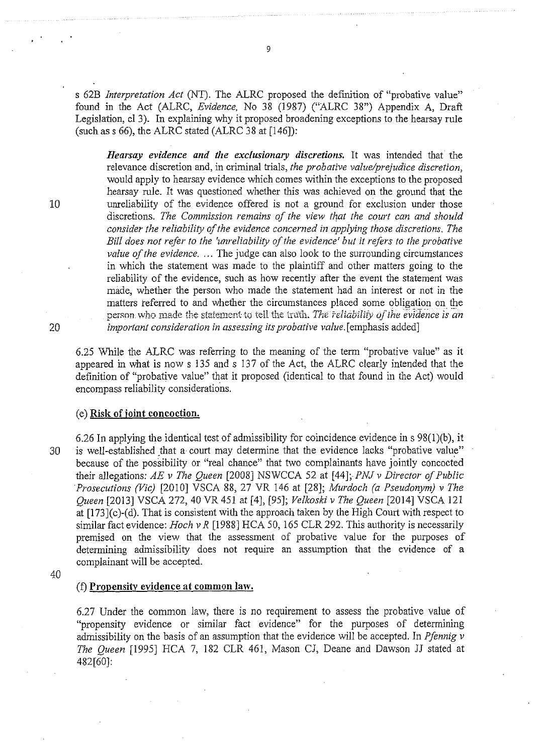s 62B *Interpretation Act* (NT). The ALRC proposed the definition of "probative value" found in the Act (ALRC, *Evidence*, No 38 (1987) ("ALRC 38") Appendix A, Draft Legislation, cl 3). In explaining why it proposed broadening exceptions to the hearsay rule (such as s 66), the ALRC stated (ALRC 38 at [146]):

> ***Hearsay evidence and the exclusionary discretions.*** It was intended that the relevance discretion and, in criminal trials, *the probative value/prejudice discretion*, would apply to hearsay evidence which comes within the exceptions to the proposed hearsay rule. It was questioned whether this was achieved on the ground that the unreliability of the evidence offered is not a ground for exclusion under those discretions. *The Commission remains of the view that the court can and should consider the reliability of the evidence concerned in applying those discretions. The Bill does not refer to the 'unreliability of the evidence' but it refers to the probative value of the evidence.* ... The judge can also look to the surrounding circumstances in which the statement was made to the plaintiff and other matters going to the reliability of the evidence, such as how recently after the event the statement was made, whether the person who made the statement had an interest or not in the matters referred to and whether the circumstances placed some obligation on the person who made the statement to tell the truth. *The reliability of the evidence is an important consideration in assessing its probative value.* [emphasis added]

6.25 While the ALRC was referring to the meaning of the term "probative value" as it appeared in what is now s 135 and s 137 of the Act, the ALRC clearly intended that the definition of "probative value" that it proposed (identical to that found in the Act) would encompass reliability considerations.

(e) **Risk of joint concoction.**

6.26 In applying the identical test of admissibility for coincidence evidence in s 98(1)(b), it is well-established that a court may determine that the evidence lacks "probative value" because of the possibility or "real chance" that two complainants have jointly concocted their allegations: *AE v The Queen* [2008] NSWCCA 52 at [44]; *PNJ v Director of Public Prosecutions (Vic)* [2010] VSCA 88, 27 VR 146 at [28]; *Murdoch (a Pseudonym) v The Queen* [2013] VSCA 272, 40 VR 451 at [4], [95]; *Velkoski v The Queen* [2014] VSCA 121 at [173](c)-(d). That is consistent with the approach taken by the High Court with respect to similar fact evidence: *Hoch v R* [1988] HCA 50, 165 CLR 292. This authority is necessarily premised on the view that the assessment of probative value for the purposes of determining admissibility does not require an assumption that the evidence of a complainant will be accepted.

(f) **Propensity evidence at common law.**

6.27 Under the common law, there is no requirement to assess the probative value of "propensity evidence or similar fact evidence" for the purposes of determining admissibility on the basis of an assumption that the evidence will be accepted. In *Pfennig v The Queen* [1995] HCA 7, 182 CLR 461, Mason CJ, Deane and Dawson JJ stated at 482[60]: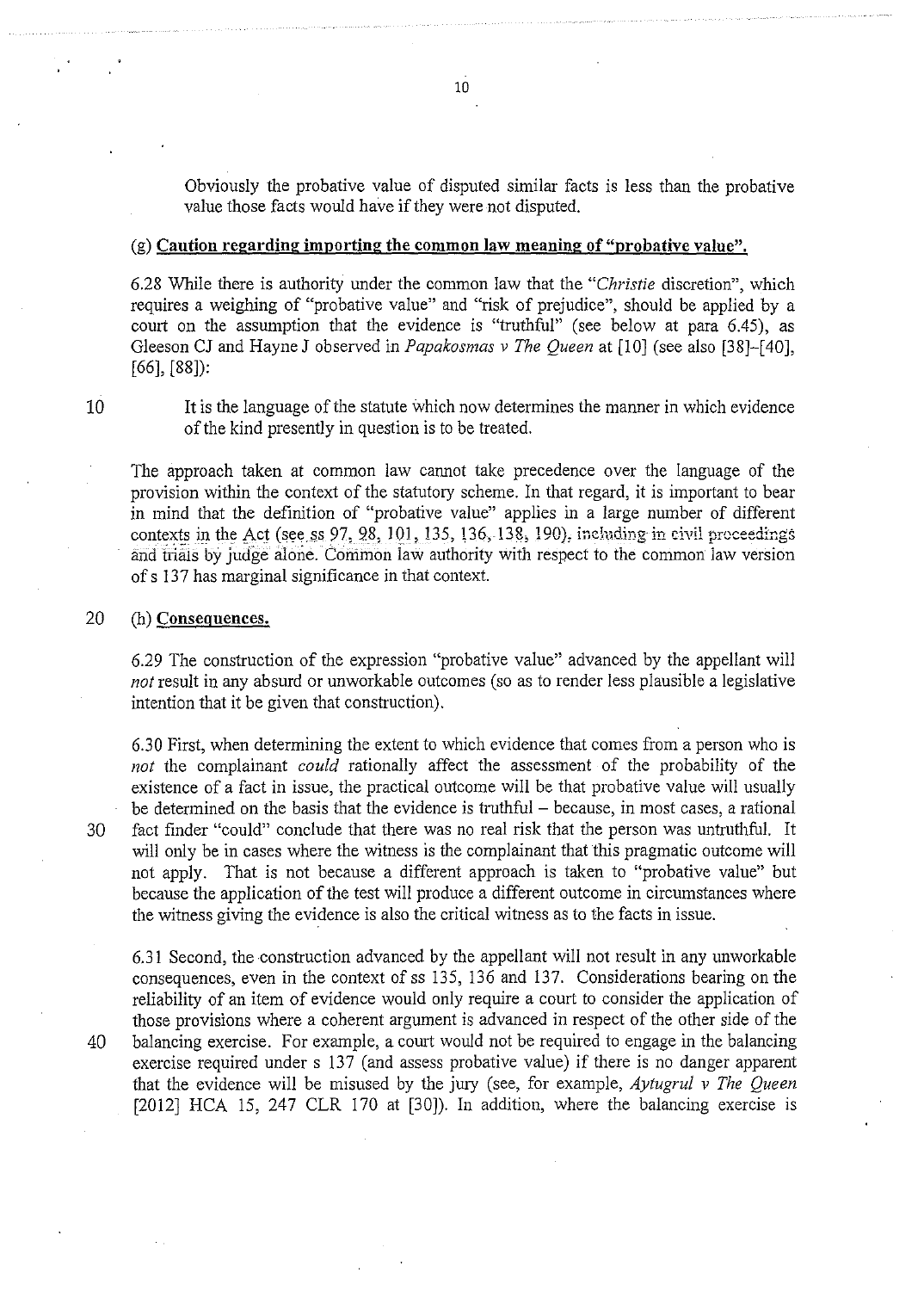Obviously the probative value of disputed similar facts is less than the probative value those facts would have if they were not disputed.

### (g) **Caution regarding importing the common law meaning of "probative value".**

6.28 While there is authority under the common law that the "*Christie* discretion", which requires a weighing of "probative value" and "risk of prejudice", should be applied by a court on the assumption that the evidence is "truthful" (see below at para 6.45), as Gleeson CJ and Hayne J observed in *Papakosmas v The Queen* at [10] (see also [38]–[40], [66], [88]):

> It is the language of the statute which now determines the manner in which evidence of the kind presently in question is to be treated.

The approach taken at common law cannot take precedence over the language of the provision within the context of the statutory scheme. In that regard, it is important to bear in mind that the definition of "probative value" applies in a large number of different contexts in the Act (see ss 97, 98, 101, 135, 136, 138, 190), including in civil proceedings and trials by judge alone. Common law authority with respect to the common law version of s 137 has marginal significance in that context.

### (h) **Consequences.**

6.29 The construction of the expression "probative value" advanced by the appellant will *not* result in any absurd or unworkable outcomes (so as to render less plausible a legislative intention that it be given that construction).

6.30 First, when determining the extent to which evidence that comes from a person who is *not* the complainant *could* rationally affect the assessment of the probability of the existence of a fact in issue, the practical outcome will be that probative value will usually be determined on the basis that the evidence is truthful – because, in most cases, a rational fact finder "could" conclude that there was no real risk that the person was untruthful. It will only be in cases where the witness is the complainant that this pragmatic outcome will not apply. That is not because a different approach is taken to "probative value" but because the application of the test will produce a different outcome in circumstances where the witness giving the evidence is also the critical witness as to the facts in issue.

6.31 Second, the construction advanced by the appellant will not result in any unworkable consequences, even in the context of ss 135, 136 and 137. Considerations bearing on the reliability of an item of evidence would only require a court to consider the application of those provisions where a coherent argument is advanced in respect of the other side of the balancing exercise. For example, a court would not be required to engage in the balancing exercise required under s 137 (and assess probative value) if there is no danger apparent that the evidence will be misused by the jury (see, for example, *Aytugrul v The Queen* [2012] HCA 15, 247 CLR 170 at [30]). In addition, where the balancing exercise is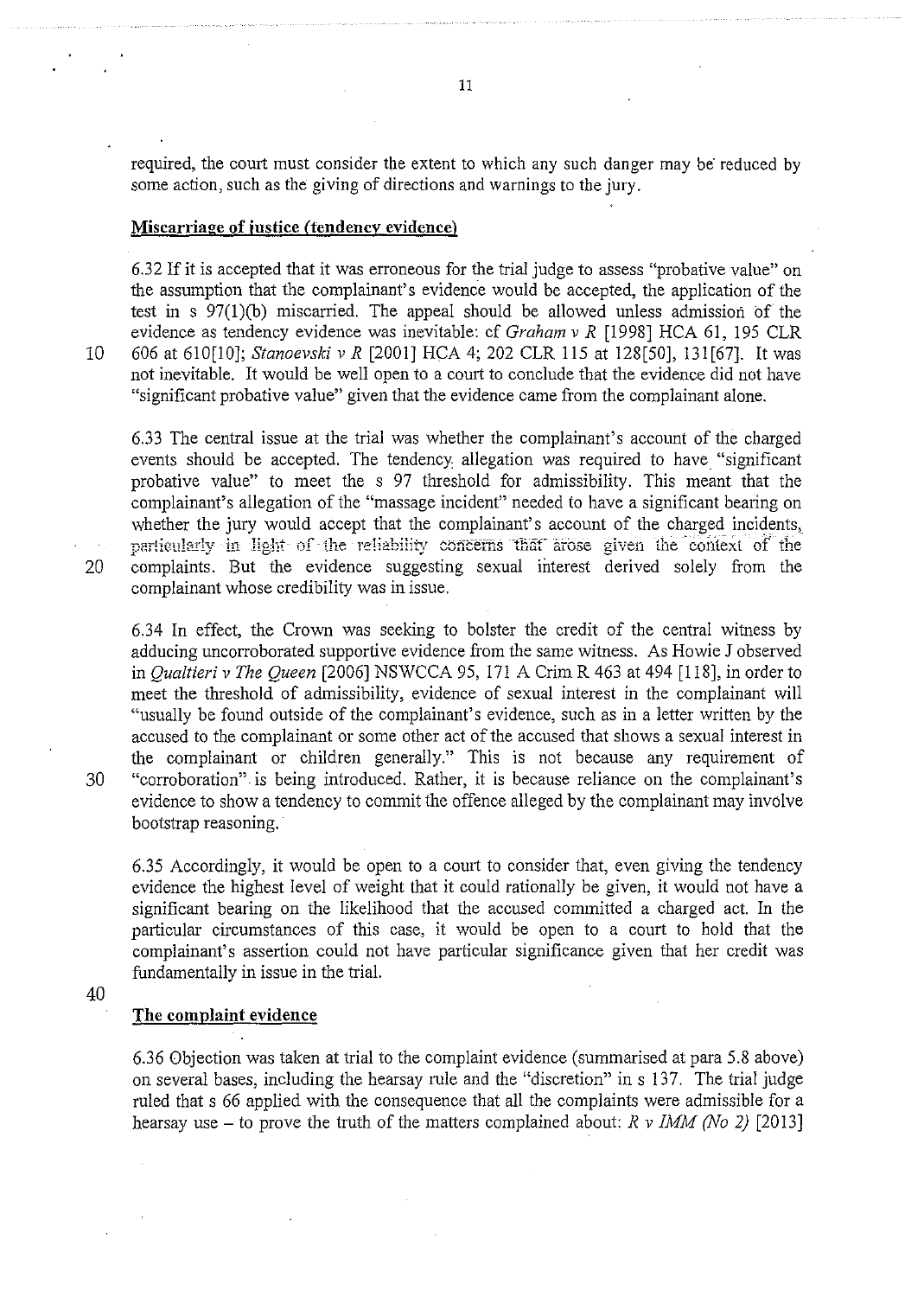required, the court must consider the extent to which any such danger may be reduced by some action, such as the giving of directions and warnings to the jury.

## Miscarriage of justice (tendency evidence)

6.32 If it is accepted that it was erroneous for the trial judge to assess "probative value" on the assumption that the complainant's evidence would be accepted, the application of the test in s 97(1)(b) miscarried. The appeal should be allowed unless admission of the evidence as tendency evidence was inevitable: cf *Graham v R* [1998] HCA 61, 195 CLR 606 at 610[10]; *Stanoevski v R* [2001] HCA 4; 202 CLR 115 at 128[50], 131[67]. It was not inevitable. It would be well open to a court to conclude that the evidence did not have "significant probative value" given that the evidence came from the complainant alone.

6.33 The central issue at the trial was whether the complainant's account of the charged events should be accepted. The tendency allegation was required to have "significant probative value" to meet the s 97 threshold for admissibility. This meant that the complainant's allegation of the "massage incident" needed to have a significant bearing on whether the jury would accept that the complainant's account of the charged incidents, particularly in light of the reliability concerns that arose given the context of the complaints. But the evidence suggesting sexual interest derived solely from the complainant whose credibility was in issue.

6.34 In effect, the Crown was seeking to bolster the credit of the central witness by adducing uncorroborated supportive evidence from the same witness. As Howie J observed in *Qualtieri v The Queen* [2006] NSWCCA 95, 171 A Crim R 463 at 494 [118], in order to meet the threshold of admissibility, evidence of sexual interest in the complainant will "usually be found outside of the complainant's evidence, such as in a letter written by the accused to the complainant or some other act of the accused that shows a sexual interest in the complainant or children generally." This is not because any requirement of "corroboration" is being introduced. Rather, it is because reliance on the complainant's evidence to show a tendency to commit the offence alleged by the complainant may involve bootstrap reasoning.

6.35 Accordingly, it would be open to a court to consider that, even giving the tendency evidence the highest level of weight that it could rationally be given, it would not have a significant bearing on the likelihood that the accused committed a charged act. In the particular circumstances of this case, it would be open to a court to hold that the complainant's assertion could not have particular significance given that her credit was fundamentally in issue in the trial.

## The complaint evidence

6.36 Objection was taken at trial to the complaint evidence (summarised at para 5.8 above) on several bases, including the hearsay rule and the "discretion" in s 137. The trial judge ruled that s 66 applied with the consequence that all the complaints were admissible for a hearsay use – to prove the truth of the matters complained about: *R v IMM (No 2)* [2013]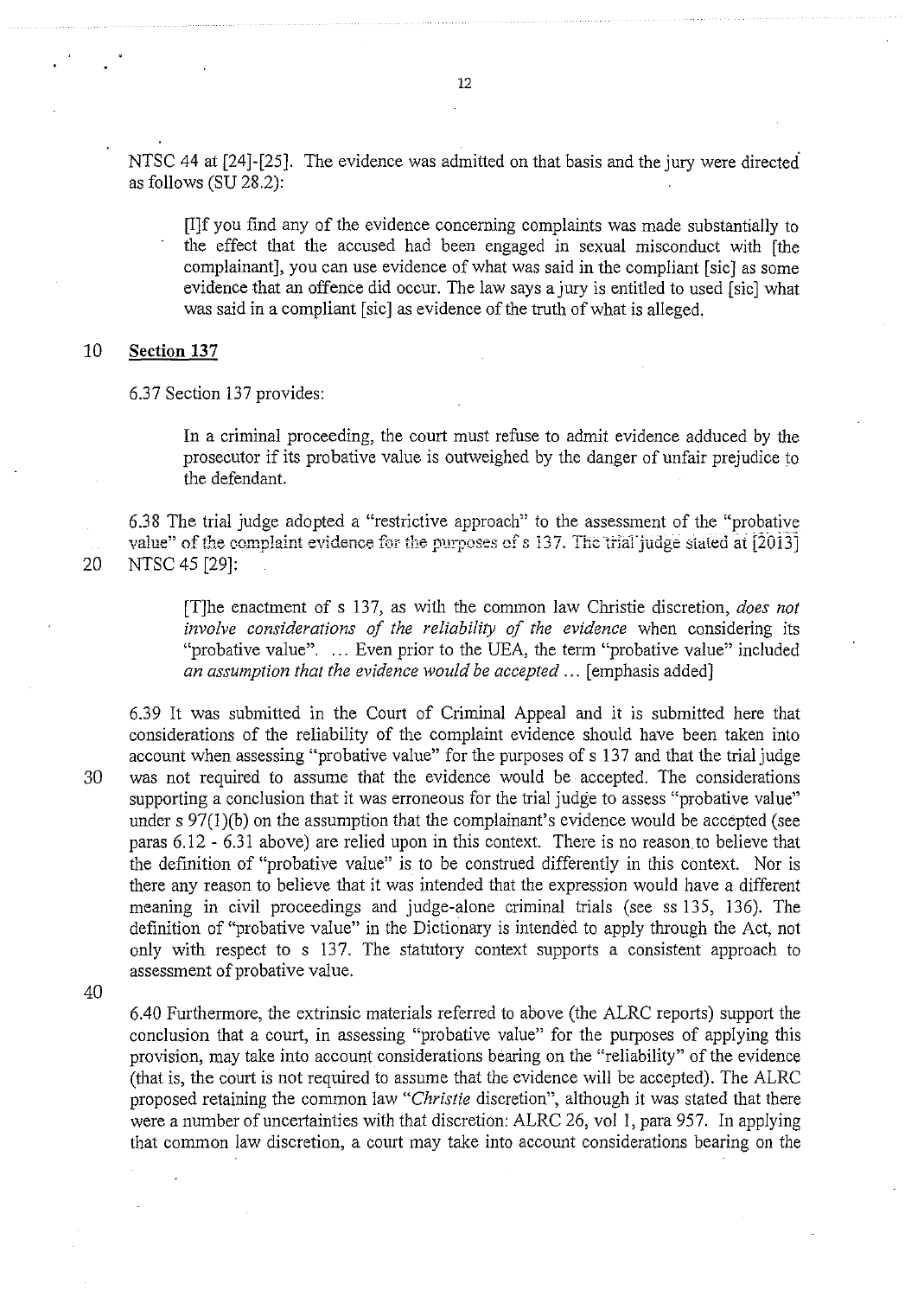NTSC 44 at [24]-[25]. The evidence was admitted on that basis and the jury were directed as follows (SU 28.2):

> [I]f you find any of the evidence concerning complaints was made substantially to the effect that the accused had been engaged in sexual misconduct with [the complainant], you can use evidence of what was said in the compliant [sic] as some evidence that an offence did occur. The law says a jury is entitled to used [sic] what was said in a compliant [sic] as evidence of the truth of what is alleged.

**Section 137**

6.37 Section 137 provides:

> In a criminal proceeding, the court must refuse to admit evidence adduced by the prosecutor if its probative value is outweighed by the danger of unfair prejudice to the defendant.

6.38 The trial judge adopted a "restrictive approach" to the assessment of the "probative value" of the complaint evidence for the purposes of s 137. The trial judge stated at [2013] NTSC 45 [29]:

> [T]he enactment of s 137, as with the common law Christie discretion, *does not involve considerations of the reliability of the evidence* when considering its "probative value". ... Even prior to the UEA, the term "probative value" included *an assumption that the evidence would be accepted* ... [emphasis added]

6.39 It was submitted in the Court of Criminal Appeal and it is submitted here that considerations of the reliability of the complaint evidence should have been taken into account when assessing "probative value" for the purposes of s 137 and that the trial judge was not required to assume that the evidence would be accepted. The considerations supporting a conclusion that it was erroneous for the trial judge to assess "probative value" under s 97(1)(b) on the assumption that the complainant's evidence would be accepted (see paras 6.12 - 6.31 above) are relied upon in this context. There is no reason to believe that the definition of "probative value" is to be construed differently in this context. Nor is there any reason to believe that it was intended that the expression would have a different meaning in civil proceedings and judge-alone criminal trials (see ss 135, 136). The definition of "probative value" in the Dictionary is intended to apply through the Act, not only with respect to s 137. The statutory context supports a consistent approach to assessment of probative value.

6.40 Furthermore, the extrinsic materials referred to above (the ALRC reports) support the conclusion that a court, in assessing "probative value" for the purposes of applying this provision, may take into account considerations bearing on the "reliability" of the evidence (that is, the court is not required to assume that the evidence will be accepted). The ALRC proposed retaining the common law "*Christie* discretion", although it was stated that there were a number of uncertainties with that discretion: ALRC 26, vol 1, para 957. In applying that common law discretion, a court may take into account considerations bearing on the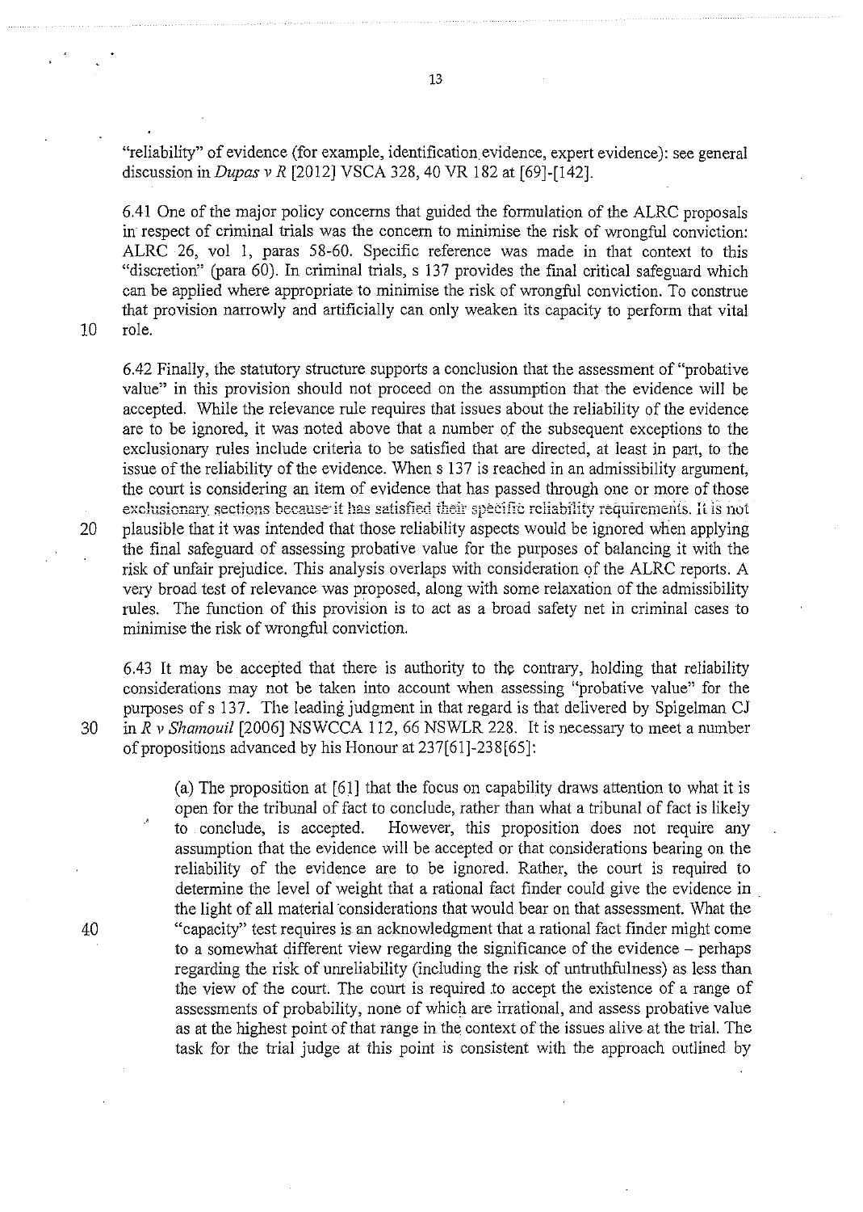"reliability" of evidence (for example, identification evidence, expert evidence): see general discussion in *Dupas v R* [2012] VSCA 328, 40 VR 182 at [69]-[142].

6.41 One of the major policy concerns that guided the formulation of the ALRC proposals in respect of criminal trials was the concern to minimise the risk of wrongful conviction: ALRC 26, vol 1, paras 58-60. Specific reference was made in that context to this "discretion" (para 60). In criminal trials, s 137 provides the final critical safeguard which can be applied where appropriate to minimise the risk of wrongful conviction. To construe that provision narrowly and artificially can only weaken its capacity to perform that vital role.

6.42 Finally, the statutory structure supports a conclusion that the assessment of "probative value" in this provision should not proceed on the assumption that the evidence will be accepted. While the relevance rule requires that issues about the reliability of the evidence are to be ignored, it was noted above that a number of the subsequent exceptions to the exclusionary rules include criteria to be satisfied that are directed, at least in part, to the issue of the reliability of the evidence. When s 137 is reached in an admissibility argument, the court is considering an item of evidence that has passed through one or more of those exclusionary sections because it has satisfied their specific reliability requirements. It is not plausible that it was intended that those reliability aspects would be ignored when applying the final safeguard of assessing probative value for the purposes of balancing it with the risk of unfair prejudice. This analysis overlaps with consideration of the ALRC reports. A very broad test of relevance was proposed, along with some relaxation of the admissibility rules. The function of this provision is to act as a broad safety net in criminal cases to minimise the risk of wrongful conviction.

6.43 It may be accepted that there is authority to the contrary, holding that reliability considerations may not be taken into account when assessing "probative value" for the purposes of s 137. The leading judgment in that regard is that delivered by Spigelman CJ in *R v Shamouil* [2006] NSWCCA 112, 66 NSWLR 228. It is necessary to meet a number of propositions advanced by his Honour at 237[61]-238[65]:

> (a) The proposition at [61] that the focus on capability draws attention to what it is open for the tribunal of fact to conclude, rather than what a tribunal of fact is likely to conclude, is accepted. However, this proposition does not require any assumption that the evidence will be accepted or that considerations bearing on the reliability of the evidence are to be ignored. Rather, the court is required to determine the level of weight that a rational fact finder could give the evidence in the light of all material considerations that would bear on that assessment. What the "capacity" test requires is an acknowledgment that a rational fact finder might come to a somewhat different view regarding the significance of the evidence – perhaps regarding the risk of unreliability (including the risk of untruthfulness) as less than the view of the court. The court is required to accept the existence of a range of assessments of probability, none of which are irrational, and assess probative value as at the highest point of that range in the context of the issues alive at the trial. The task for the trial judge at this point is consistent with the approach outlined by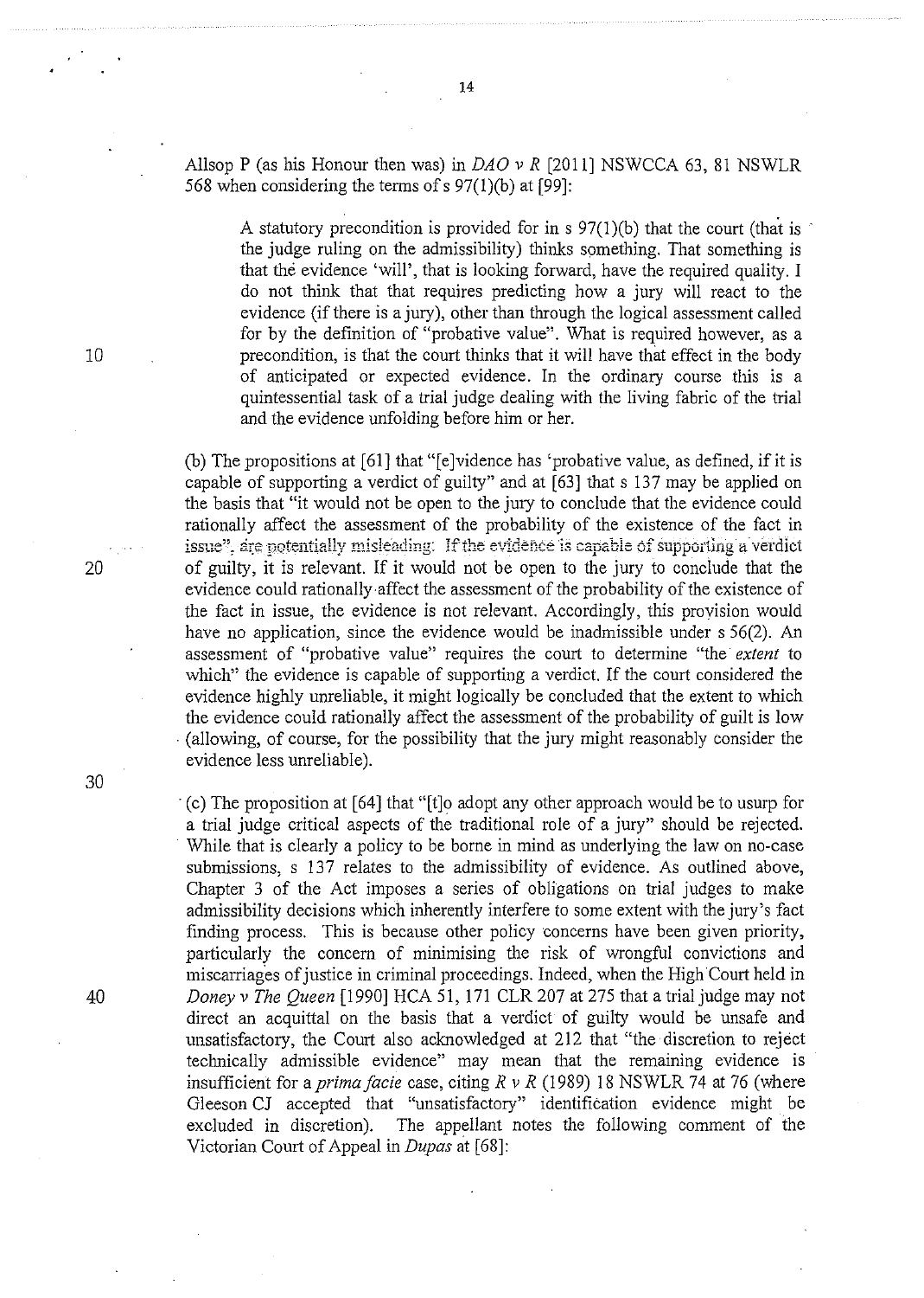Allsop P (as his Honour then was) in *DAO v R* [2011] NSWCCA 63, 81 NSWLR 568 when considering the terms of s 97(1)(b) at [99]:

> A statutory precondition is provided for in s 97(1)(b) that the court (that is the judge ruling on the admissibility) thinks something. That something is that the evidence 'will', that is looking forward, have the required quality. I do not think that that requires predicting how a jury will react to the evidence (if there is a jury), other than through the logical assessment called for by the definition of "probative value". What is required however, as a precondition, is that the court thinks that it will have that effect in the body of anticipated or expected evidence. In the ordinary course this is a quintessential task of a trial judge dealing with the living fabric of the trial and the evidence unfolding before him or her.

(b) The propositions at [61] that "[e]vidence has 'probative value, as defined, if it is capable of supporting a verdict of guilty" and at [63] that s 137 may be applied on the basis that "it would not be open to the jury to conclude that the evidence could rationally affect the assessment of the probability of the existence of the fact in issue", are potentially misleading. If the evidence is capable of supporting a verdict of guilty, it is relevant. If it would not be open to the jury to conclude that the evidence could rationally affect the assessment of the probability of the existence of the fact in issue, the evidence is not relevant. Accordingly, this provision would have no application, since the evidence would be inadmissible under s 56(2). An assessment of "probative value" requires the court to determine "the *extent* to which" the evidence is capable of supporting a verdict. If the court considered the evidence highly unreliable, it might logically be concluded that the extent to which the evidence could rationally affect the assessment of the probability of guilt is low (allowing, of course, for the possibility that the jury might reasonably consider the evidence less unreliable).

(c) The proposition at [64] that "[t]o adopt any other approach would be to usurp for a trial judge critical aspects of the traditional role of a jury" should be rejected. While that is clearly a policy to be borne in mind as underlying the law on no-case submissions, s 137 relates to the admissibility of evidence. As outlined above, Chapter 3 of the Act imposes a series of obligations on trial judges to make admissibility decisions which inherently interfere to some extent with the jury's fact finding process. This is because other policy concerns have been given priority, particularly the concern of minimising the risk of wrongful convictions and miscarriages of justice in criminal proceedings. Indeed, when the High Court held in *Doney v The Queen* [1990] HCA 51, 171 CLR 207 at 275 that a trial judge may not direct an acquittal on the basis that a verdict of guilty would be unsafe and unsatisfactory, the Court also acknowledged at 212 that "the discretion to reject technically admissible evidence" may mean that the remaining evidence is insufficient for a *prima facie* case, citing *R v R* (1989) 18 NSWLR 74 at 76 (where Gleeson CJ accepted that "unsatisfactory" identification evidence might be excluded in discretion). The appellant notes the following comment of the Victorian Court of Appeal in *Dupas* at [68]: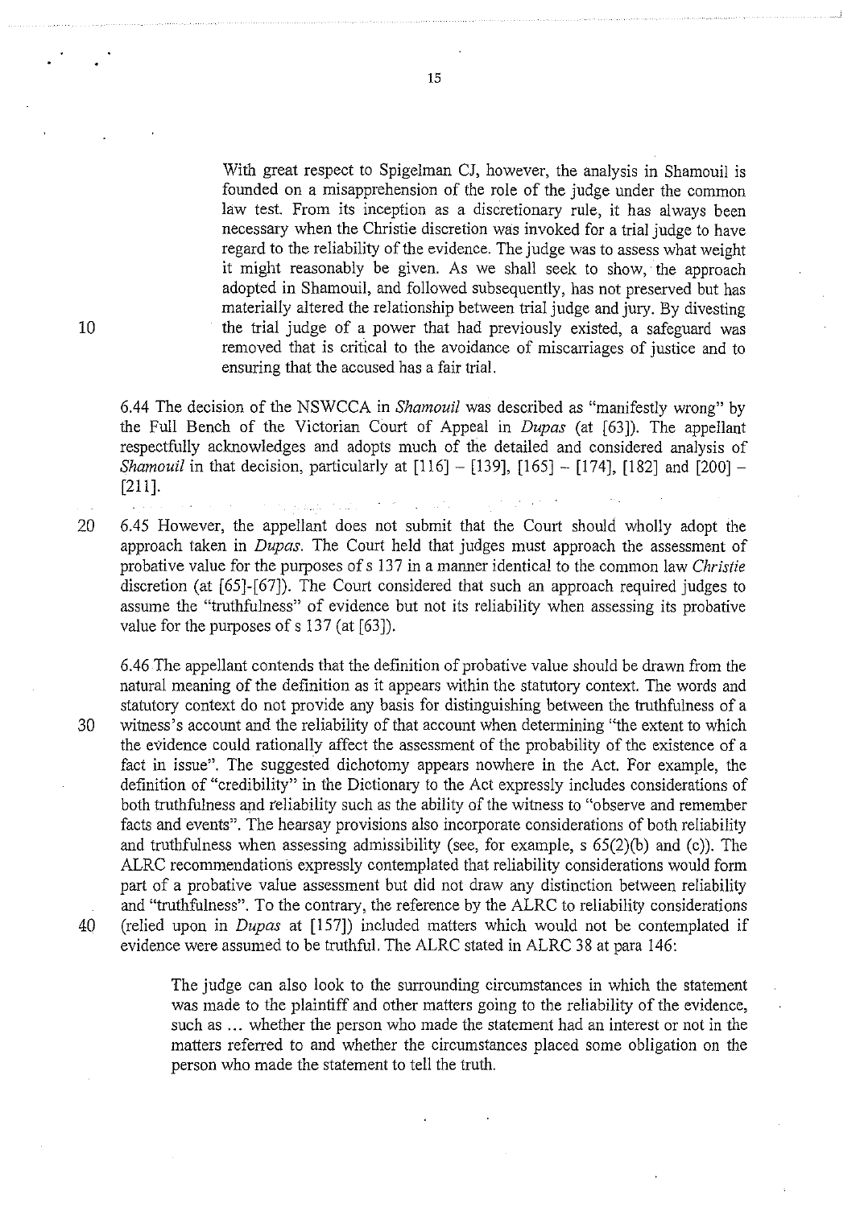> With great respect to Spigelman CJ, however, the analysis in Shamouil is founded on a misapprehension of the role of the judge under the common law test. From its inception as a discretionary rule, it has always been necessary when the Christie discretion was invoked for a trial judge to have regard to the reliability of the evidence. The judge was to assess what weight it might reasonably be given. As we shall seek to show, the approach adopted in Shamouil, and followed subsequently, has not preserved but has materially altered the relationship between trial judge and jury. By divesting the trial judge of a power that had previously existed, a safeguard was removed that is critical to the avoidance of miscarriages of justice and to ensuring that the accused has a fair trial.

6.44 The decision of the NSWCCA in *Shamouil* was described as "manifestly wrong" by the Full Bench of the Victorian Court of Appeal in *Dupas* (at [63]). The appellant respectfully acknowledges and adopts much of the detailed and considered analysis of *Shamouil* in that decision, particularly at [116] – [139], [165] – [174], [182] and [200] – [211].

6.45 However, the appellant does not submit that the Court should wholly adopt the approach taken in *Dupas*. The Court held that judges must approach the assessment of probative value for the purposes of s 137 in a manner identical to the common law *Christie* discretion (at [65]-[67]). The Court considered that such an approach required judges to assume the "truthfulness" of evidence but not its reliability when assessing its probative value for the purposes of s 137 (at [63]).

6.46 The appellant contends that the definition of probative value should be drawn from the natural meaning of the definition as it appears within the statutory context. The words and statutory context do not provide any basis for distinguishing between the truthfulness of a witness's account and the reliability of that account when determining "the extent to which the evidence could rationally affect the assessment of the probability of the existence of a fact in issue". The suggested dichotomy appears nowhere in the Act. For example, the definition of "credibility" in the Dictionary to the Act expressly includes considerations of both truthfulness and reliability such as the ability of the witness to "observe and remember facts and events". The hearsay provisions also incorporate considerations of both reliability and truthfulness when assessing admissibility (see, for example, s 65(2)(b) and (c)). The ALRC recommendations expressly contemplated that reliability considerations would form part of a probative value assessment but did not draw any distinction between reliability and "truthfulness". To the contrary, the reference by the ALRC to reliability considerations (relied upon in *Dupas* at [157]) included matters which would not be contemplated if evidence were assumed to be truthful. The ALRC stated in ALRC 38 at para 146:

> The judge can also look to the surrounding circumstances in which the statement was made to the plaintiff and other matters going to the reliability of the evidence, such as ... whether the person who made the statement had an interest or not in the matters referred to and whether the circumstances placed some obligation on the person who made the statement to tell the truth.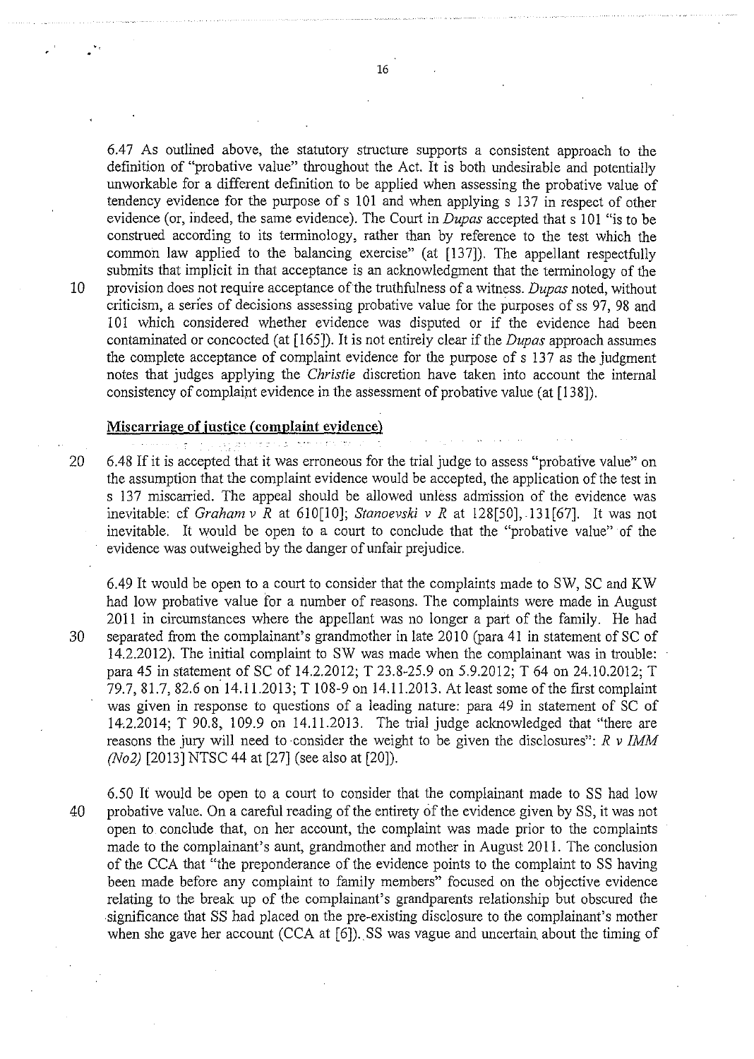6.47 As outlined above, the statutory structure supports a consistent approach to the definition of "probative value" throughout the Act. It is both undesirable and potentially unworkable for a different definition to be applied when assessing the probative value of tendency evidence for the purpose of s 101 and when applying s 137 in respect of other evidence (or, indeed, the same evidence). The Court in *Dupas* accepted that s 101 "is to be construed according to its terminology, rather than by reference to the test which the common law applied to the balancing exercise" (at [137]). The appellant respectfully submits that implicit in that acceptance is an acknowledgment that the terminology of the provision does not require acceptance of the truthfulness of a witness. *Dupas* noted, without criticism, a series of decisions assessing probative value for the purposes of ss 97, 98 and 101 which considered whether evidence was disputed or if the evidence had been contaminated or concocted (at [165]). It is not entirely clear if the *Dupas* approach assumes the complete acceptance of complaint evidence for the purpose of s 137 as the judgment notes that judges applying the *Christie* discretion have taken into account the internal consistency of complaint evidence in the assessment of probative value (at [138]).

**Miscarriage of justice (complaint evidence)**

6.48 If it is accepted that it was erroneous for the trial judge to assess "probative value" on the assumption that the complaint evidence would be accepted, the application of the test in s 137 miscarried. The appeal should be allowed unless admission of the evidence was inevitable: cf *Graham v R* at 610[10]; *Stanoevski v R* at 128[50], 131[67]. It was not inevitable. It would be open to a court to conclude that the "probative value" of the evidence was outweighed by the danger of unfair prejudice.

6.49 It would be open to a court to consider that the complaints made to SW, SC and KW had low probative value for a number of reasons. The complaints were made in August 2011 in circumstances where the appellant was no longer a part of the family. He had separated from the complainant's grandmother in late 2010 (para 41 in statement of SC of 14.2.2012). The initial complaint to SW was made when the complainant was in trouble: para 45 in statement of SC of 14.2.2012; T 23.8-25.9 on 5.9.2012; T 64 on 24.10.2012; T 79.7, 81.7, 82.6 on 14.11.2013; T 108-9 on 14.11.2013. At least some of the first complaint was given in response to questions of a leading nature: para 49 in statement of SC of 14.2.2014; T 90.8, 109.9 on 14.11.2013. The trial judge acknowledged that "there are reasons the jury will need to consider the weight to be given the disclosures": *R v IMM (No2)* [2013] NTSC 44 at [27] (see also at [20]).

6.50 It would be open to a court to consider that the complainant made to SS had low probative value. On a careful reading of the entirety of the evidence given by SS, it was not open to conclude that, on her account, the complaint was made prior to the complaints made to the complainant's aunt, grandmother and mother in August 2011. The conclusion of the CCA that "the preponderance of the evidence points to the complaint to SS having been made before any complaint to family members" focused on the objective evidence relating to the break up of the complainant's grandparents relationship but obscured the significance that SS had placed on the pre-existing disclosure to the complainant's mother when she gave her account (CCA at [6]). SS was vague and uncertain about the timing of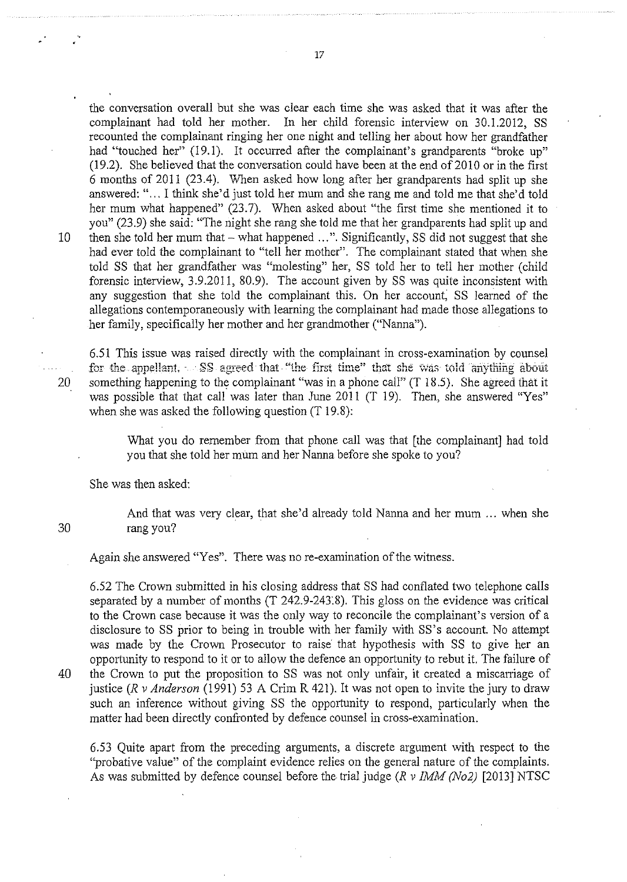the conversation overall but she was clear each time she was asked that it was after the complainant had told her mother. In her child forensic interview on 30.1.2012, SS recounted the complainant ringing her one night and telling her about how her grandfather had "touched her" (19.1). It occurred after the complainant's grandparents "broke up" (19.2). She believed that the conversation could have been at the end of 2010 or in the first 6 months of 2011 (23.4). When asked how long after her grandparents had split up she answered: "... I think she'd just told her mum and she rang me and told me that she'd told her mum what happened" (23.7). When asked about "the first time she mentioned it to you" (23.9) she said: "The night she rang she told me that her grandparents had split up and then she told her mum that – what happened ...". Significantly, SS did not suggest that she had ever told the complainant to "tell her mother". The complainant stated that when she told SS that her grandfather was "molesting" her, SS told her to tell her mother (child forensic interview, 3.9.2011, 80.9). The account given by SS was quite inconsistent with any suggestion that she told the complainant this. On her account, SS learned of the allegations contemporaneously with learning the complainant had made those allegations to her family, specifically her mother and her grandmother ("Nanna").

6.51 This issue was raised directly with the complainant in cross-examination by counsel for the appellant. SS agreed that "the first time" that she was told anything about something happening to the complainant "was in a phone call" (T 18.5). She agreed that it was possible that that call was later than June 2011 (T 19). Then, she answered "Yes" when she was asked the following question (T 19.8):

> What you do remember from that phone call was that [the complainant] had told you that she told her mum and her Nanna before she spoke to you?

She was then asked:

> And that was very clear, that she'd already told Nanna and her mum ... when she rang you?

Again she answered "Yes". There was no re-examination of the witness.

6.52 The Crown submitted in his closing address that SS had conflated two telephone calls separated by a number of months (T 242.9-243.8). This gloss on the evidence was critical to the Crown case because it was the only way to reconcile the complainant's version of a disclosure to SS prior to being in trouble with her family with SS's account. No attempt was made by the Crown Prosecutor to raise that hypothesis with SS to give her an opportunity to respond to it or to allow the defence an opportunity to rebut it. The failure of the Crown to put the proposition to SS was not only unfair, it created a miscarriage of justice (*R v Anderson* (1991) 53 A Crim R 421). It was not open to invite the jury to draw such an inference without giving SS the opportunity to respond, particularly when the matter had been directly confronted by defence counsel in cross-examination.

6.53 Quite apart from the preceding arguments, a discrete argument with respect to the "probative value" of the complaint evidence relies on the general nature of the complaints. As was submitted by defence counsel before the trial judge (*R v IMM (No2)* [2013] NTSC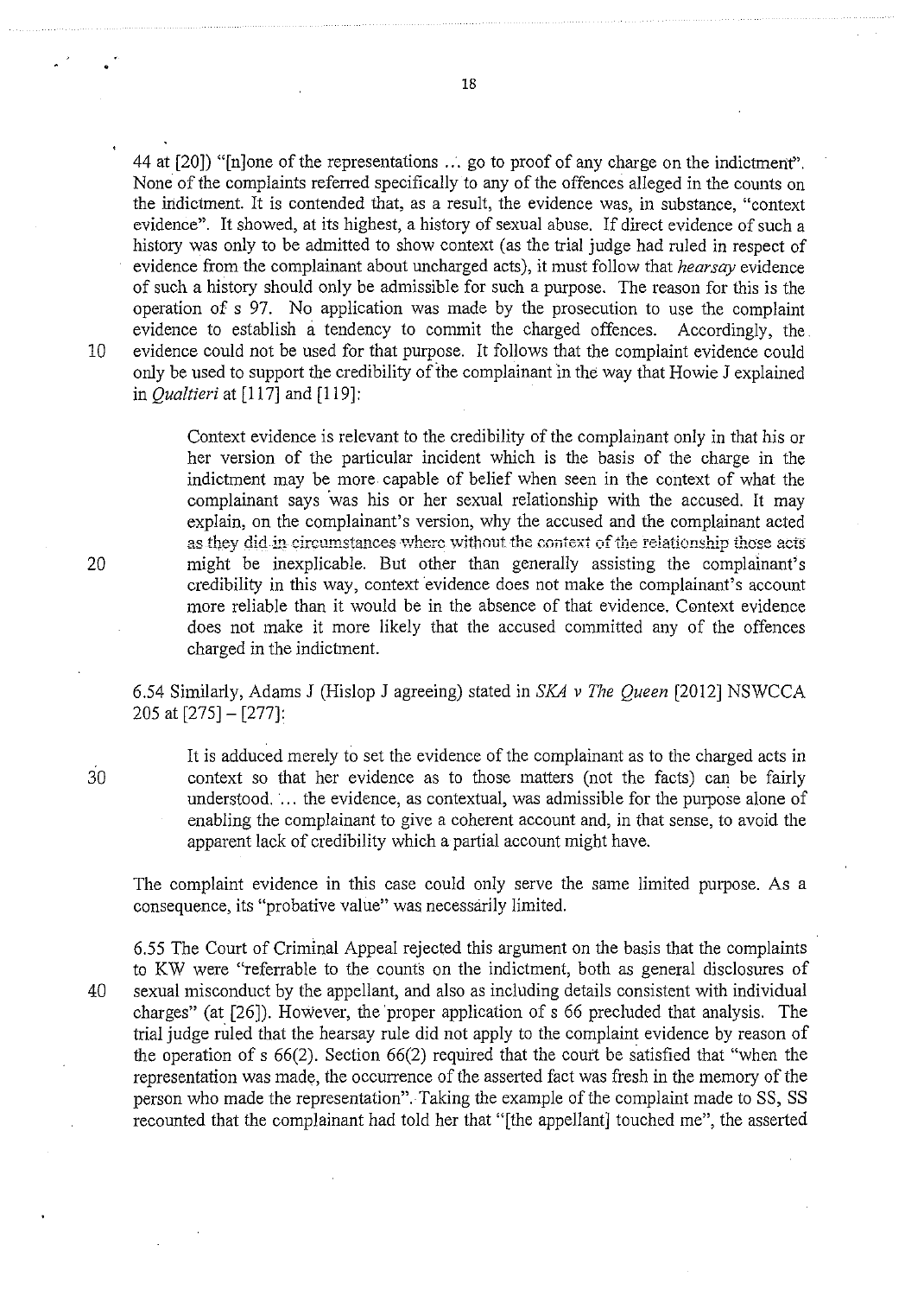44 at [20]) "[n]one of the representations ... go to proof of any charge on the indictment". None of the complaints referred specifically to any of the offences alleged in the counts on the indictment. It is contended that, as a result, the evidence was, in substance, "context evidence". It showed, at its highest, a history of sexual abuse. If direct evidence of such a history was only to be admitted to show context (as the trial judge had ruled in respect of evidence from the complainant about uncharged acts), it must follow that *hearsay* evidence of such a history should only be admissible for such a purpose. The reason for this is the operation of s 97. No application was made by the prosecution to use the complaint evidence to establish a tendency to commit the charged offences. Accordingly, the evidence could not be used for that purpose. It follows that the complaint evidence could only be used to support the credibility of the complainant in the way that Howie J explained in *Qualtieri* at [117] and [119]:

> Context evidence is relevant to the credibility of the complainant only in that his or her version of the particular incident which is the basis of the charge in the indictment may be more capable of belief when seen in the context of what the complainant says was his or her sexual relationship with the accused. It may explain, on the complainant's version, why the accused and the complainant acted as they did in circumstances where without the context of the relationship those acts might be inexplicable. But other than generally assisting the complainant's credibility in this way, context evidence does not make the complainant's account more reliable than it would be in the absence of that evidence. Context evidence does not make it more likely that the accused committed any of the offences charged in the indictment.

6.54 Similarly, Adams J (Hislop J agreeing) stated in *SKA v The Queen* [2012] NSWCCA 205 at [275] – [277]:

> It is adduced merely to set the evidence of the complainant as to the charged acts in context so that her evidence as to those matters (not the facts) can be fairly understood. ... the evidence, as contextual, was admissible for the purpose alone of enabling the complainant to give a coherent account and, in that sense, to avoid the apparent lack of credibility which a partial account might have.

The complaint evidence in this case could only serve the same limited purpose. As a consequence, its "probative value" was necessarily limited.

6.55 The Court of Criminal Appeal rejected this argument on the basis that the complaints to KW were "referrable to the counts on the indictment, both as general disclosures of sexual misconduct by the appellant, and also as including details consistent with individual charges" (at [26]). However, the proper application of s 66 precluded that analysis. The trial judge ruled that the hearsay rule did not apply to the complaint evidence by reason of the operation of s 66(2). Section 66(2) required that the court be satisfied that "when the representation was made, the occurrence of the asserted fact was fresh in the memory of the person who made the representation". Taking the example of the complaint made to SS, SS recounted that the complainant had told her that "[the appellant] touched me", the asserted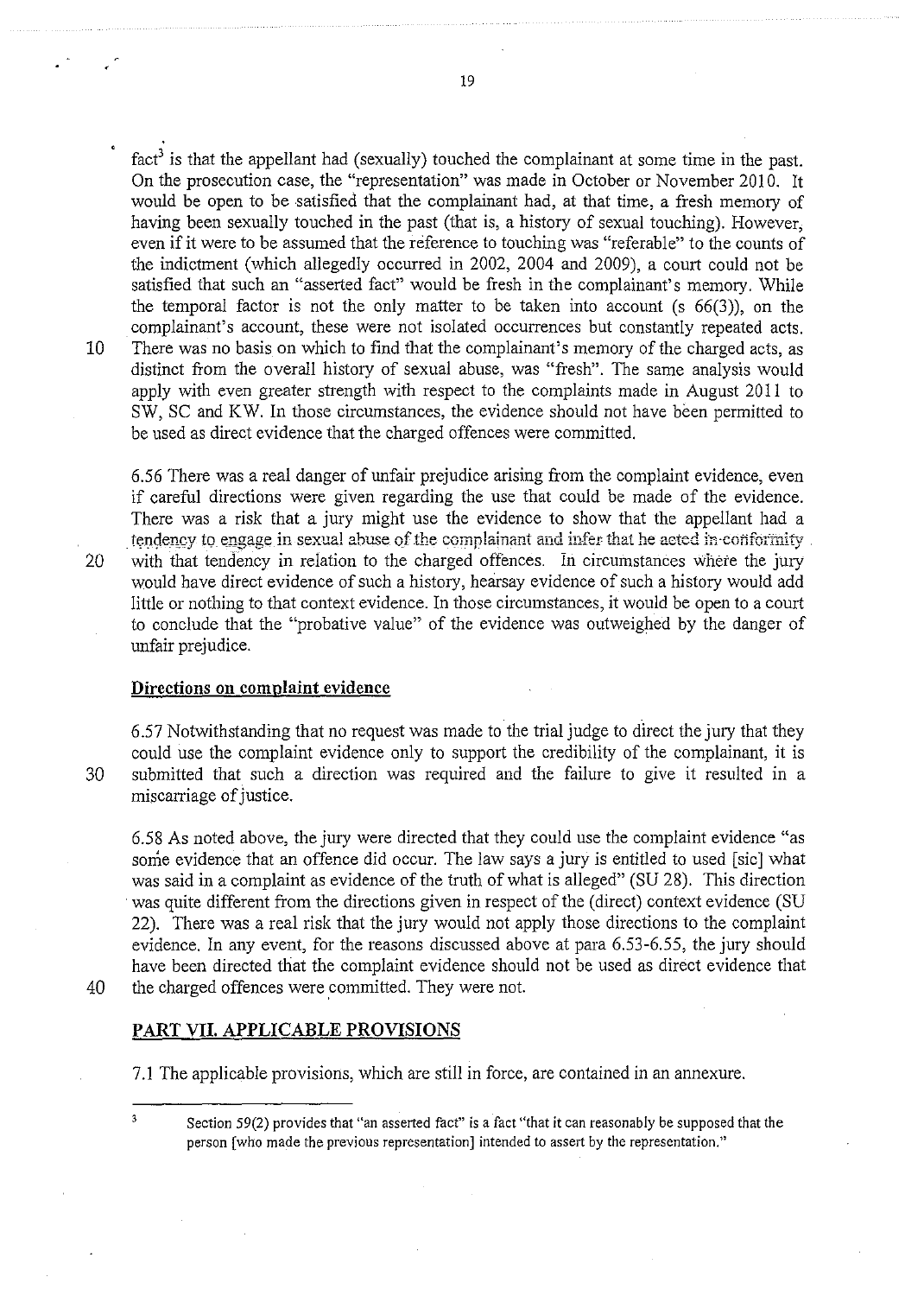fact[3] is that the appellant had (sexually) touched the complainant at some time in the past. On the prosecution case, the "representation" was made in October or November 2010. It would be open to be satisfied that the complainant had, at that time, a fresh memory of having been sexually touched in the past (that is, a history of sexual touching). However, even if it were to be assumed that the reference to touching was "referable" to the counts of the indictment (which allegedly occurred in 2002, 2004 and 2009), a court could not be satisfied that such an "asserted fact" would be fresh in the complainant's memory. While the temporal factor is not the only matter to be taken into account (s 66(3)), on the complainant's account, these were not isolated occurrences but constantly repeated acts. There was no basis on which to find that the complainant's memory of the charged acts, as distinct from the overall history of sexual abuse, was "fresh". The same analysis would apply with even greater strength with respect to the complaints made in August 2011 to SW, SC and KW. In those circumstances, the evidence should not have been permitted to be used as direct evidence that the charged offences were committed.

6.56 There was a real danger of unfair prejudice arising from the complaint evidence, even if careful directions were given regarding the use that could be made of the evidence. There was a risk that a jury might use the evidence to show that the appellant had a tendency to engage in sexual abuse of the complainant and infer that he acted in conformity with that tendency in relation to the charged offences. In circumstances where the jury would have direct evidence of such a history, hearsay evidence of such a history would add little or nothing to that context evidence. In those circumstances, it would be open to a court to conclude that the "probative value" of the evidence was outweighed by the danger of unfair prejudice.

**Directions on complaint evidence**

6.57 Notwithstanding that no request was made to the trial judge to direct the jury that they could use the complaint evidence only to support the credibility of the complainant, it is submitted that such a direction was required and the failure to give it resulted in a miscarriage of justice.

6.58 As noted above, the jury were directed that they could use the complaint evidence "as some evidence that an offence did occur. The law says a jury is entitled to used [sic] what was said in a complaint as evidence of the truth of what is alleged" (SU 28). This direction was quite different from the directions given in respect of the (direct) context evidence (SU 22). There was a real risk that the jury would not apply those directions to the complaint evidence. In any event, for the reasons discussed above at para 6.53-6.55, the jury should have been directed that the complaint evidence should not be used as direct evidence that the charged offences were committed. They were not.

## PART VII. APPLICABLE PROVISIONS

7.1 The applicable provisions, which are still in force, are contained in an annexure.

---

[3] Section 59(2) provides that "an asserted fact" is a fact "that it can reasonably be supposed that the person [who made the previous representation] intended to assert by the representation."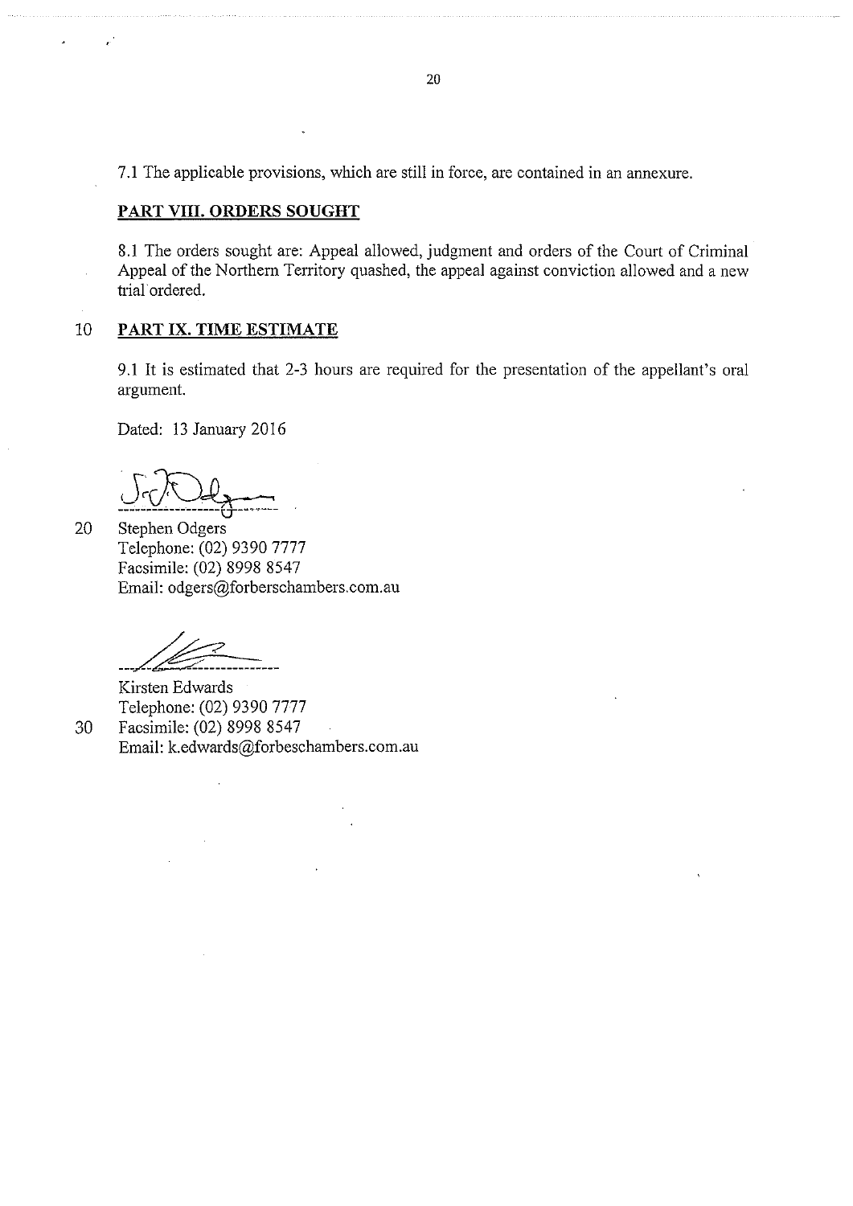7.1 The applicable provisions, which are still in force, are contained in an annexure.

## PART VIII. ORDERS SOUGHT

8.1 The orders sought are: Appeal allowed, judgment and orders of the Court of Criminal Appeal of the Northern Territory quashed, the appeal against conviction allowed and a new trial ordered.

## PART IX. TIME ESTIMATE

9.1 It is estimated that 2-3 hours are required for the presentation of the appellant's oral argument.

Dated: 13 January 2016

Stephen Odgers
Telephone: (02) 9390 7777
Facsimile: (02) 8998 8547
Email: odgers@forberschambers.com.au

Kirsten Edwards
Telephone: (02) 9390 7777
Facsimile: (02) 8998 8547
Email: k.edwards@forbeschambers.com.au